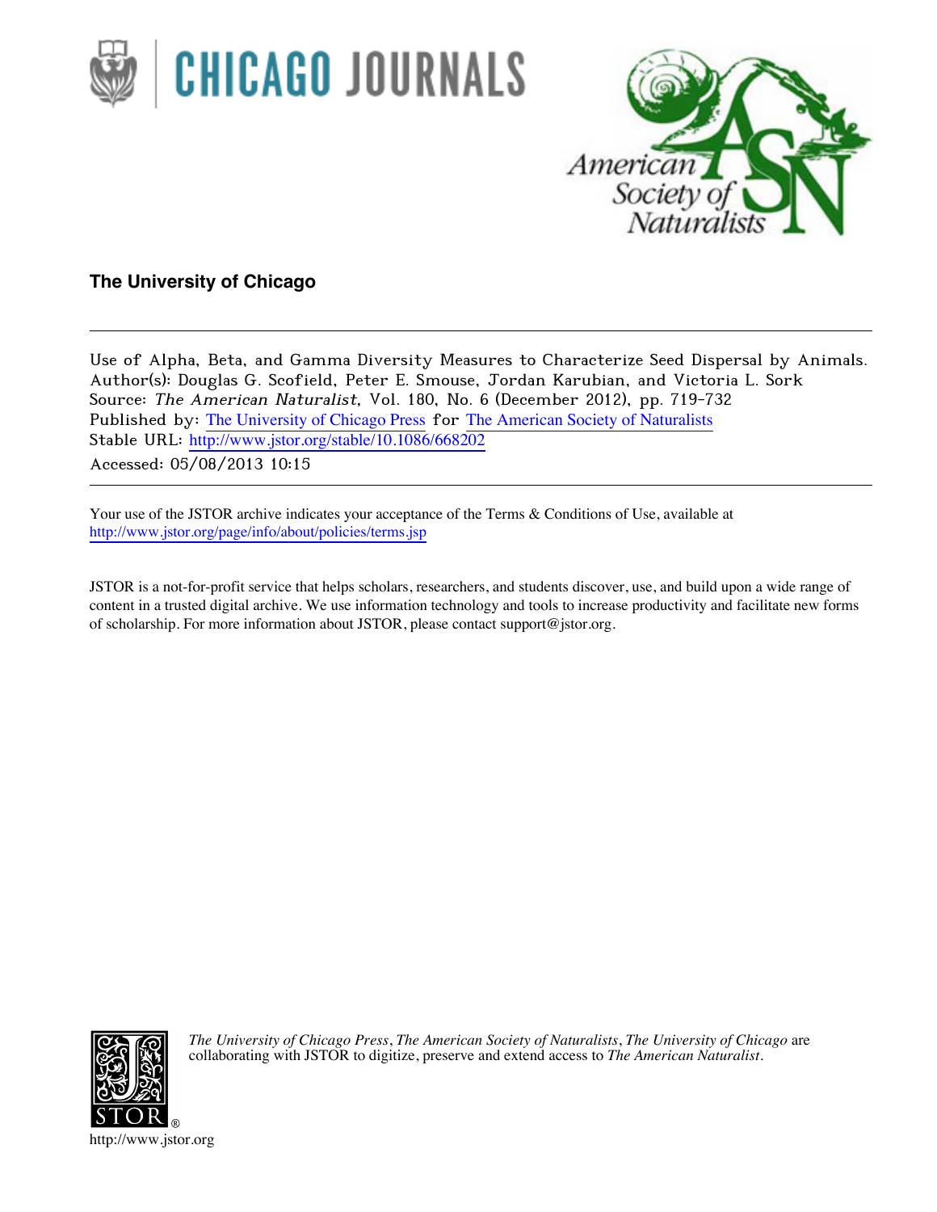CHICAGO JOURNALS

American Society of Naturalists

**The University of Chicago**

---

Use of Alpha, Beta, and Gamma Diversity Measures to Characterize Seed Dispersal by Animals.
Author(s): Douglas G. Scofield, Peter E. Smouse, Jordan Karubian, and Victoria L. Sork
Source: *The American Naturalist*, Vol. 180, No. 6 (December 2012), pp. 719-732
Published by: The University of Chicago Press for The American Society of Naturalists
Stable URL: http://www.jstor.org/stable/10.1086/668202
Accessed: 05/08/2013 10:15

---

Your use of the JSTOR archive indicates your acceptance of the Terms & Conditions of Use, available at
http://www.jstor.org/page/info/about/policies/terms.jsp

JSTOR is a not-for-profit service that helps scholars, researchers, and students discover, use, and build upon a wide range of content in a trusted digital archive. We use information technology and tools to increase productivity and facilitate new forms of scholarship. For more information about JSTOR, please contact support@jstor.org.

*The University of Chicago Press*, *The American Society of Naturalists*, *The University of Chicago* are collaborating with JSTOR to digitize, preserve and extend access to *The American Naturalist*.

http://www.jstor.org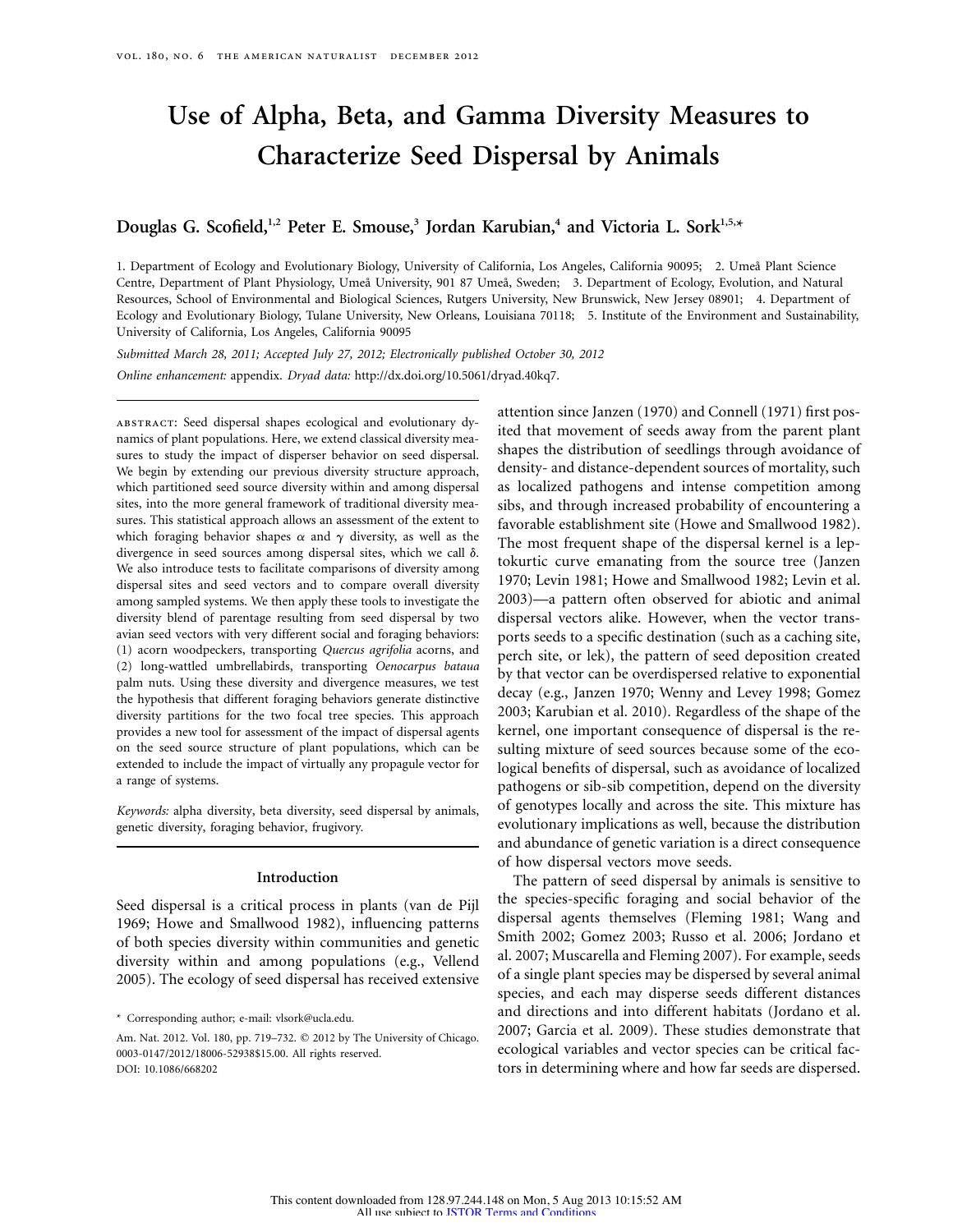# Use of Alpha, Beta, and Gamma Diversity Measures to Characterize Seed Dispersal by Animals

**Douglas G. Scofield,[1,2] Peter E. Smouse,[3] Jordan Karubian,[4] and Victoria L. Sork[1,5,*]**

1. Department of Ecology and Evolutionary Biology, University of California, Los Angeles, California 90095; 2. Umeå Plant Science Centre, Department of Plant Physiology, Umeå University, 901 87 Umeå, Sweden; 3. Department of Ecology, Evolution, and Natural Resources, School of Environmental and Biological Sciences, Rutgers University, New Brunswick, New Jersey 08901; 4. Department of Ecology and Evolutionary Biology, Tulane University, New Orleans, Louisiana 70118; 5. Institute of the Environment and Sustainability, University of California, Los Angeles, California 90095

*Submitted March 28, 2011; Accepted July 27, 2012; Electronically published October 30, 2012*

*Online enhancement:* appendix. *Dryad data:* http://dx.doi.org/10.5061/dryad.40kq7.

ABSTRACT: Seed dispersal shapes ecological and evolutionary dynamics of plant populations. Here, we extend classical diversity measures to study the impact of disperser behavior on seed dispersal. We begin by extending our previous diversity structure approach, which partitioned seed source diversity within and among dispersal sites, into the more general framework of traditional diversity measures. This statistical approach allows an assessment of the extent to which foraging behavior shapes $\alpha$ and $\gamma$ diversity, as well as the divergence in seed sources among dispersal sites, which we call $\delta$. We also introduce tests to facilitate comparisons of diversity among dispersal sites and seed vectors and to compare overall diversity among sampled systems. We then apply these tools to investigate the diversity blend of parentage resulting from seed dispersal by two avian seed vectors with very different social and foraging behaviors: (1) acorn woodpeckers, transporting *Quercus agrifolia* acorns, and (2) long-wattled umbrellabirds, transporting *Oenocarpus bataua* palm nuts. Using these diversity and divergence measures, we test the hypothesis that different foraging behaviors generate distinctive diversity partitions for the two focal tree species. This approach provides a new tool for assessment of the impact of dispersal agents on the seed source structure of plant populations, which can be extended to include the impact of virtually any propagule vector for a range of systems.

*Keywords:* alpha diversity, beta diversity, seed dispersal by animals, genetic diversity, foraging behavior, frugivory.

## Introduction

Seed dispersal is a critical process in plants (van de Pijl 1969; Howe and Smallwood 1982), influencing patterns of both species diversity within communities and genetic diversity within and among populations (e.g., Vellend 2005). The ecology of seed dispersal has received extensive attention since Janzen (1970) and Connell (1971) first posited that movement of seeds away from the parent plant shapes the distribution of seedlings through avoidance of density- and distance-dependent sources of mortality, such as localized pathogens and intense competition among sibs, and through increased probability of encountering a favorable establishment site (Howe and Smallwood 1982). The most frequent shape of the dispersal kernel is a leptokurtic curve emanating from the source tree (Janzen 1970; Levin 1981; Howe and Smallwood 1982; Levin et al. 2003)—a pattern often observed for abiotic and animal dispersal vectors alike. However, when the vector transports seeds to a specific destination (such as a caching site, perch site, or lek), the pattern of seed deposition created by that vector can be overdispersed relative to exponential decay (e.g., Janzen 1970; Wenny and Levey 1998; Gomez 2003; Karubian et al. 2010). Regardless of the shape of the kernel, one important consequence of dispersal is the resulting mixture of seed sources because some of the ecological benefits of dispersal, such as avoidance of localized pathogens or sib-sib competition, depend on the diversity of genotypes locally and across the site. This mixture has evolutionary implications as well, because the distribution and abundance of genetic variation is a direct consequence of how dispersal vectors move seeds.

The pattern of seed dispersal by animals is sensitive to the species-specific foraging and social behavior of the dispersal agents themselves (Fleming 1981; Wang and Smith 2002; Gomez 2003; Russo et al. 2006; Jordano et al. 2007; Muscarella and Fleming 2007). For example, seeds of a single plant species may be dispersed by several animal species, and each may disperse seeds different distances and directions and into different habitats (Jordano et al. 2007; Garcia et al. 2009). These studies demonstrate that ecological variables and vector species can be critical factors in determining where and how far seeds are dispersed.

* Corresponding author; e-mail: vlsork@ucla.edu.

Am. Nat. 2012. Vol. 180, pp. 719–732. © 2012 by The University of Chicago. 0003-0147/2012/18006-52938$15.00. All rights reserved.
DOI: 10.1086/668202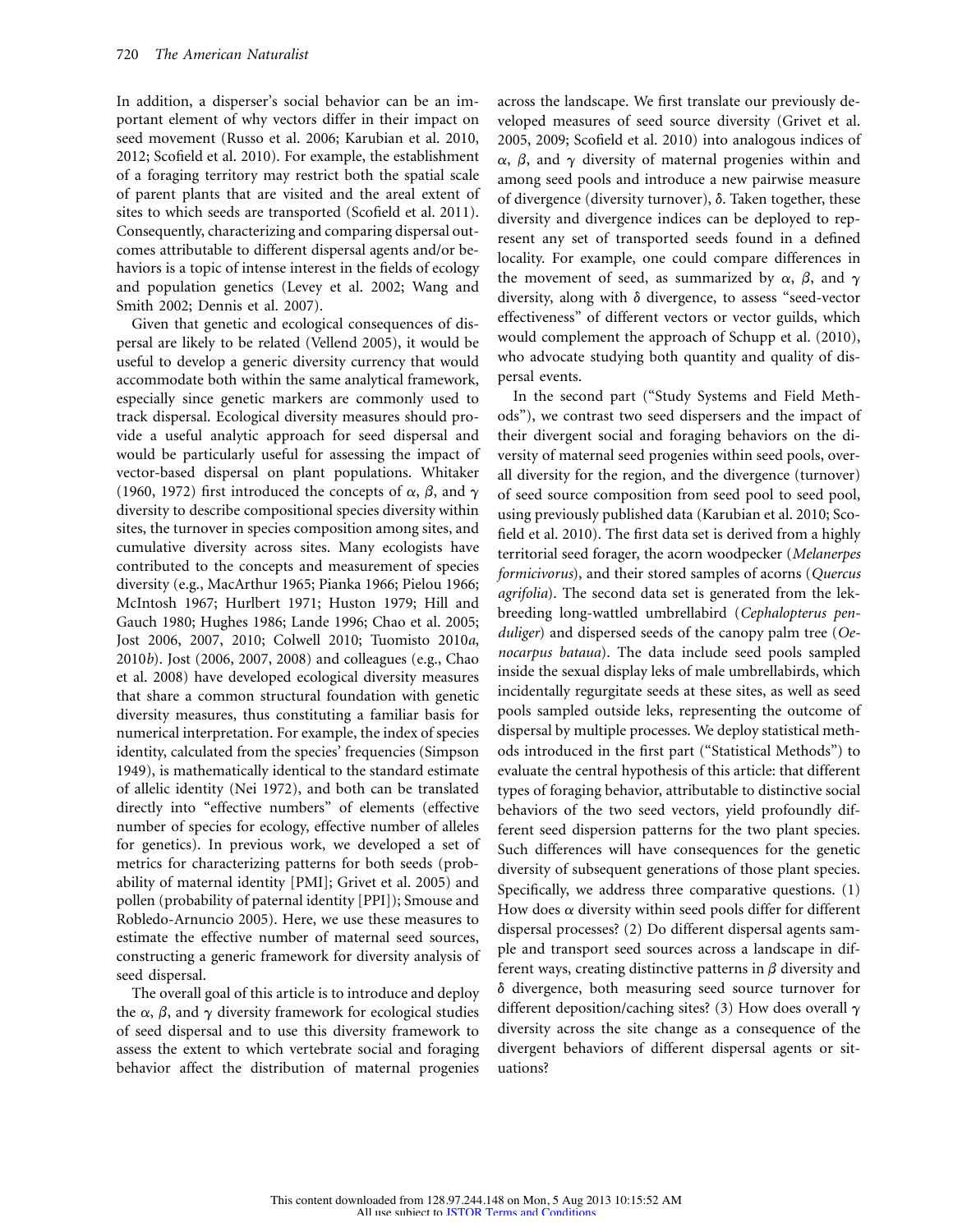In addition, a disperser's social behavior can be an important element of why vectors differ in their impact on seed movement (Russo et al. 2006; Karubian et al. 2010, 2012; Scofield et al. 2010). For example, the establishment of a foraging territory may restrict both the spatial scale of parent plants that are visited and the areal extent of sites to which seeds are transported (Scofield et al. 2011). Consequently, characterizing and comparing dispersal outcomes attributable to different dispersal agents and/or behaviors is a topic of intense interest in the fields of ecology and population genetics (Levey et al. 2002; Wang and Smith 2002; Dennis et al. 2007).

Given that genetic and ecological consequences of dispersal are likely to be related (Vellend 2005), it would be useful to develop a generic diversity currency that would accommodate both within the same analytical framework, especially since genetic markers are commonly used to track dispersal. Ecological diversity measures should provide a useful analytic approach for seed dispersal and would be particularly useful for assessing the impact of vector-based dispersal on plant populations. Whitaker (1960, 1972) first introduced the concepts of $\alpha$, $\beta$, and $\gamma$ diversity to describe compositional species diversity within sites, the turnover in species composition among sites, and cumulative diversity across sites. Many ecologists have contributed to the concepts and measurement of species diversity (e.g., MacArthur 1965; Pianka 1966; Pielou 1966; McIntosh 1967; Hurlbert 1971; Huston 1979; Hill and Gauch 1980; Hughes 1986; Lande 1996; Chao et al. 2005; Jost 2006, 2007, 2010; Colwell 2010; Tuomisto 2010*a*, 2010*b*). Jost (2006, 2007, 2008) and colleagues (e.g., Chao et al. 2008) have developed ecological diversity measures that share a common structural foundation with genetic diversity measures, thus constituting a familiar basis for numerical interpretation. For example, the index of species identity, calculated from the species' frequencies (Simpson 1949), is mathematically identical to the standard estimate of allelic identity (Nei 1972), and both can be translated directly into "effective numbers" of elements (effective number of species for ecology, effective number of alleles for genetics). In previous work, we developed a set of metrics for characterizing patterns for both seeds (probability of maternal identity [PMI]; Grivet et al. 2005) and pollen (probability of paternal identity [PPI]); Smouse and Robledo-Arnuncio 2005). Here, we use these measures to estimate the effective number of maternal seed sources, constructing a generic framework for diversity analysis of seed dispersal.

The overall goal of this article is to introduce and deploy the $\alpha$, $\beta$, and $\gamma$ diversity framework for ecological studies of seed dispersal and to use this diversity framework to assess the extent to which vertebrate social and foraging behavior affect the distribution of maternal progenies across the landscape. We first translate our previously developed measures of seed source diversity (Grivet et al. 2005, 2009; Scofield et al. 2010) into analogous indices of $\alpha$, $\beta$, and $\gamma$ diversity of maternal progenies within and among seed pools and introduce a new pairwise measure of divergence (diversity turnover), $\delta$. Taken together, these diversity and divergence indices can be deployed to represent any set of transported seeds found in a defined locality. For example, one could compare differences in the movement of seed, as summarized by $\alpha$, $\beta$, and $\gamma$ diversity, along with $\delta$ divergence, to assess "seed-vector effectiveness" of different vectors or vector guilds, which would complement the approach of Schupp et al. (2010), who advocate studying both quantity and quality of dispersal events.

In the second part ("Study Systems and Field Methods"), we contrast two seed dispersers and the impact of their divergent social and foraging behaviors on the diversity of maternal seed progenies within seed pools, overall diversity for the region, and the divergence (turnover) of seed source composition from seed pool to seed pool, using previously published data (Karubian et al. 2010; Scofield et al. 2010). The first data set is derived from a highly territorial seed forager, the acorn woodpecker (*Melanerpes formicivorus*), and their stored samples of acorns (*Quercus agrifolia*). The second data set is generated from the lek-breeding long-wattled umbrellabird (*Cephalopterus penduliger*) and dispersed seeds of the canopy palm tree (*Oenocarpus bataua*). The data include seed pools sampled inside the sexual display leks of male umbrellabirds, which incidentally regurgitate seeds at these sites, as well as seed pools sampled outside leks, representing the outcome of dispersal by multiple processes. We deploy statistical methods introduced in the first part ("Statistical Methods") to evaluate the central hypothesis of this article: that different types of foraging behavior, attributable to distinctive social behaviors of the two seed vectors, yield profoundly different seed dispersion patterns for the two plant species. Such differences will have consequences for the genetic diversity of subsequent generations of those plant species. Specifically, we address three comparative questions. (1) How does $\alpha$ diversity within seed pools differ for different dispersal processes? (2) Do different dispersal agents sample and transport seed sources across a landscape in different ways, creating distinctive patterns in $\beta$ diversity and $\delta$ divergence, both measuring seed source turnover for different deposition/caching sites? (3) How does overall $\gamma$ diversity across the site change as a consequence of the divergent behaviors of different dispersal agents or situations?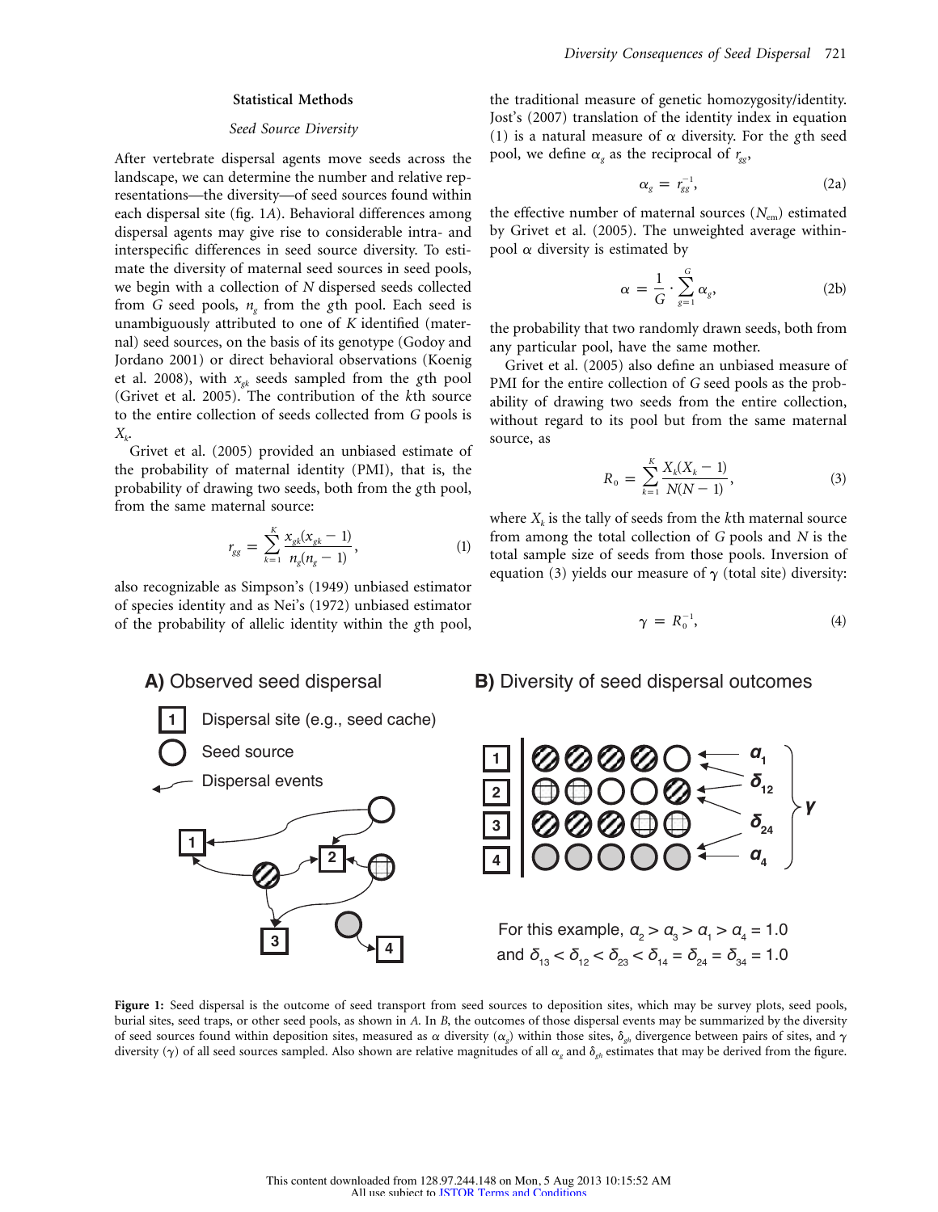## Statistical Methods

### *Seed Source Diversity*

After vertebrate dispersal agents move seeds across the landscape, we can determine the number and relative representations—the diversity—of seed sources found within each dispersal site (fig. 1*A*). Behavioral differences among dispersal agents may give rise to considerable intra- and interspecific differences in seed source diversity. To estimate the diversity of maternal seed sources in seed pools, we begin with a collection of $N$ dispersed seeds collected from $G$ seed pools, $n_g$ from the $g$th pool. Each seed is unambiguously attributed to one of $K$ identified (maternal) seed sources, on the basis of its genotype (Godoy and Jordano 2001) or direct behavioral observations (Koenig et al. 2008), with $x_{gk}$ seeds sampled from the $g$th pool (Grivet et al. 2005). The contribution of the $k$th source to the entire collection of seeds collected from $G$ pools is $X_k$.

Grivet et al. (2005) provided an unbiased estimate of the probability of maternal identity (PMI), that is, the probability of drawing two seeds, both from the $g$th pool, from the same maternal source:

$$r_{gg} = \sum_{k=1}^{K} \frac{x_{gk}(x_{gk} - 1)}{n_g(n_g - 1)}, \tag{1}$$

also recognizable as Simpson's (1949) unbiased estimator of species identity and as Nei's (1972) unbiased estimator of the probability of allelic identity within the $g$th pool, the traditional measure of genetic homozygosity/identity. Jost's (2007) translation of the identity index in equation (1) is a natural measure of $\alpha$ diversity. For the $g$th seed pool, we define $\alpha_g$ as the reciprocal of $r_{gg}$,

$$\alpha_g = r_{gg}^{-1}, \tag{2a}$$

the effective number of maternal sources ($N_{em}$) estimated by Grivet et al. (2005). The unweighted average within-pool $\alpha$ diversity is estimated by

$$\alpha = \frac{1}{G} \cdot \sum_{g=1}^{G} \alpha_g, \tag{2b}$$

the probability that two randomly drawn seeds, both from any particular pool, have the same mother.

Grivet et al. (2005) also define an unbiased measure of PMI for the entire collection of $G$ seed pools as the probability of drawing two seeds from the entire collection, without regard to its pool but from the same maternal source, as

$$R_0 = \sum_{k=1}^{K} \frac{X_k(X_k - 1)}{N(N - 1)}, \tag{3}$$

where $X_k$ is the tally of seeds from the $k$th maternal source from among the total collection of $G$ pools and $N$ is the total sample size of seeds from those pools. Inversion of equation (3) yields our measure of $\gamma$ (total site) diversity:

$$\gamma = R_0^{-1}, \tag{4}$$

**A)** Observed seed dispersal

1 Dispersal site (e.g., seed cache)

Seed source

Dispersal events

1 2 3 4

**B)** Diversity of seed dispersal outcomes

1 2 3 4

$\alpha_1$ $\delta_{12}$ $\delta_{24}$ $\alpha_4$ $\gamma$

For this example, $\alpha_2 > \alpha_3 > \alpha_1 > \alpha_4 = 1.0$

and $\delta_{13} < \delta_{12} < \delta_{23} < \delta_{14} = \delta_{24} = \delta_{34} = 1.0$

**Figure 1:** Seed dispersal is the outcome of seed transport from seed sources to deposition sites, which may be survey plots, seed pools, burial sites, seed traps, or other seed pools, as shown in *A*. In *B*, the outcomes of those dispersal events may be summarized by the diversity of seed sources found within deposition sites, measured as $\alpha$ diversity ($\alpha_g$) within those sites, $\delta_{gh}$ divergence between pairs of sites, and $\gamma$ diversity ($\gamma$) of all seed sources sampled. Also shown are relative magnitudes of all $\alpha_g$ and $\delta_{gh}$ estimates that may be derived from the figure.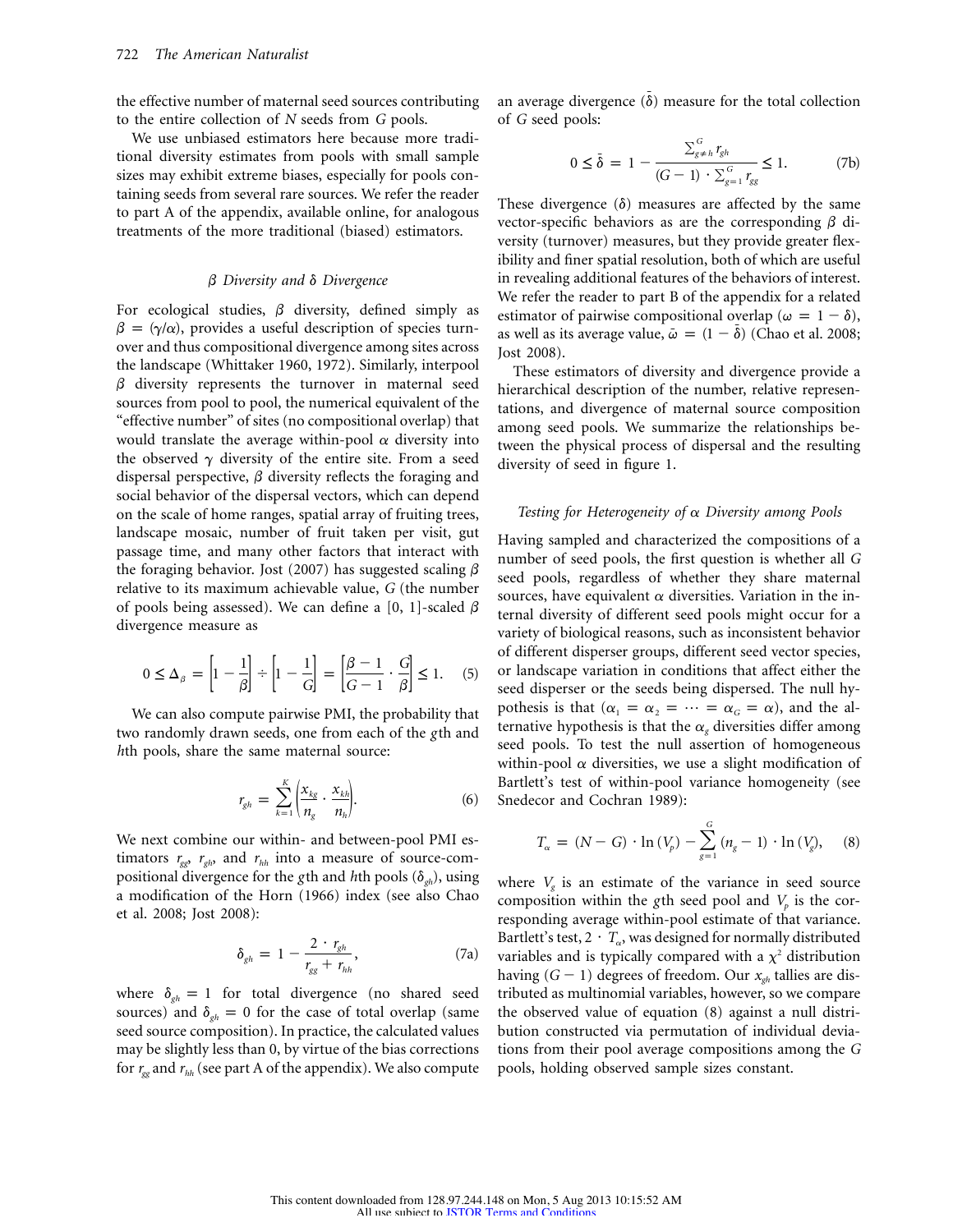the effective number of maternal seed sources contributing to the entire collection of $N$ seeds from $G$ pools.

We use unbiased estimators here because more traditional diversity estimates from pools with small sample sizes may exhibit extreme biases, especially for pools containing seeds from several rare sources. We refer the reader to part A of the appendix, available online, for analogous treatments of the more traditional (biased) estimators.

### $\beta$ Diversity and $\delta$ Divergence

For ecological studies, $\beta$ diversity, defined simply as $\beta = (\gamma/\alpha)$, provides a useful description of species turnover and thus compositional divergence among sites across the landscape (Whittaker 1960, 1972). Similarly, interpool $\beta$ diversity represents the turnover in maternal seed sources from pool to pool, the numerical equivalent of the "effective number" of sites (no compositional overlap) that would translate the average within-pool $\alpha$ diversity into the observed $\gamma$ diversity of the entire site. From a seed dispersal perspective, $\beta$ diversity reflects the foraging and social behavior of the dispersal vectors, which can depend on the scale of home ranges, spatial array of fruiting trees, landscape mosaic, number of fruit taken per visit, gut passage time, and many other factors that interact with the foraging behavior. Jost (2007) has suggested scaling $\beta$ relative to its maximum achievable value, $G$ (the number of pools being assessed). We can define a [0, 1]-scaled $\beta$ divergence measure as

$$0 \leq \Delta_\beta = \left[1 - \frac{1}{\beta}\right] \div \left[1 - \frac{1}{G}\right] = \left[\frac{\beta - 1}{G - 1} \cdot \frac{G}{\beta}\right] \leq 1. \quad (5)$$

We can also compute pairwise PMI, the probability that two randomly drawn seeds, one from each of the $g$th and $h$th pools, share the same maternal source:

$$r_{gh} = \sum_{k=1}^{K} \left(\frac{x_{kg}}{n_g} \cdot \frac{x_{kh}}{n_h}\right). \quad (6)$$

We next combine our within- and between-pool PMI estimators $r_{gg}$, $r_{gh}$, and $r_{hh}$ into a measure of source-compositional divergence for the $g$th and $h$th pools ($\delta_{gh}$), using a modification of the Horn (1966) index (see also Chao et al. 2008; Jost 2008):

$$\delta_{gh} = 1 - \frac{2 \cdot r_{gh}}{r_{gg} + r_{hh}}, \quad (7a)$$

where $\delta_{gh} = 1$ for total divergence (no shared seed sources) and $\delta_{gh} = 0$ for the case of total overlap (same seed source composition). In practice, the calculated values may be slightly less than 0, by virtue of the bias corrections for $r_{gg}$ and $r_{hh}$ (see part A of the appendix). We also compute an average divergence ($\bar{\delta}$) measure for the total collection of $G$ seed pools:

$$0 \leq \bar{\delta} = 1 - \frac{\sum_{g \neq h}^{G} r_{gh}}{(G - 1) \cdot \sum_{g=1}^{G} r_{gg}} \leq 1. \quad (7b)$$

These divergence ($\delta$) measures are affected by the same vector-specific behaviors as are the corresponding $\beta$ diversity (turnover) measures, but they provide greater flexibility and finer spatial resolution, both of which are useful in revealing additional features of the behaviors of interest. We refer the reader to part B of the appendix for a related estimator of pairwise compositional overlap ($\omega = 1 - \delta$), as well as its average value, $\bar{\omega} = (1 - \bar{\delta})$ (Chao et al. 2008; Jost 2008).

These estimators of diversity and divergence provide a hierarchical description of the number, relative representations, and divergence of maternal source composition among seed pools. We summarize the relationships between the physical process of dispersal and the resulting diversity of seed in figure 1.

### Testing for Heterogeneity of $\alpha$ Diversity among Pools

Having sampled and characterized the compositions of a number of seed pools, the first question is whether all $G$ seed pools, regardless of whether they share maternal sources, have equivalent $\alpha$ diversities. Variation in the internal diversity of different seed pools might occur for a variety of biological reasons, such as inconsistent behavior of different disperser groups, different seed vector species, or landscape variation in conditions that affect either the seed disperser or the seeds being dispersed. The null hypothesis is that ($\alpha_1 = \alpha_2 = \cdots = \alpha_G = \alpha$), and the alternative hypothesis is that the $\alpha_g$ diversities differ among seed pools. To test the null assertion of homogeneous within-pool $\alpha$ diversities, we use a slight modification of Bartlett's test of within-pool variance homogeneity (see Snedecor and Cochran 1989):

$$T_\alpha = (N - G) \cdot \ln(V_p) - \sum_{g=1}^{G} (n_g - 1) \cdot \ln(V_g), \quad (8)$$

where $V_g$ is an estimate of the variance in seed source composition within the $g$th seed pool and $V_p$ is the corresponding average within-pool estimate of that variance. Bartlett's test, $2 \cdot T_\alpha$, was designed for normally distributed variables and is typically compared with a $\chi^2$ distribution having $(G - 1)$ degrees of freedom. Our $x_{gh}$ tallies are distributed as multinomial variables, however, so we compare the observed value of equation (8) against a null distribution constructed via permutation of individual deviations from their pool average compositions among the $G$ pools, holding observed sample sizes constant.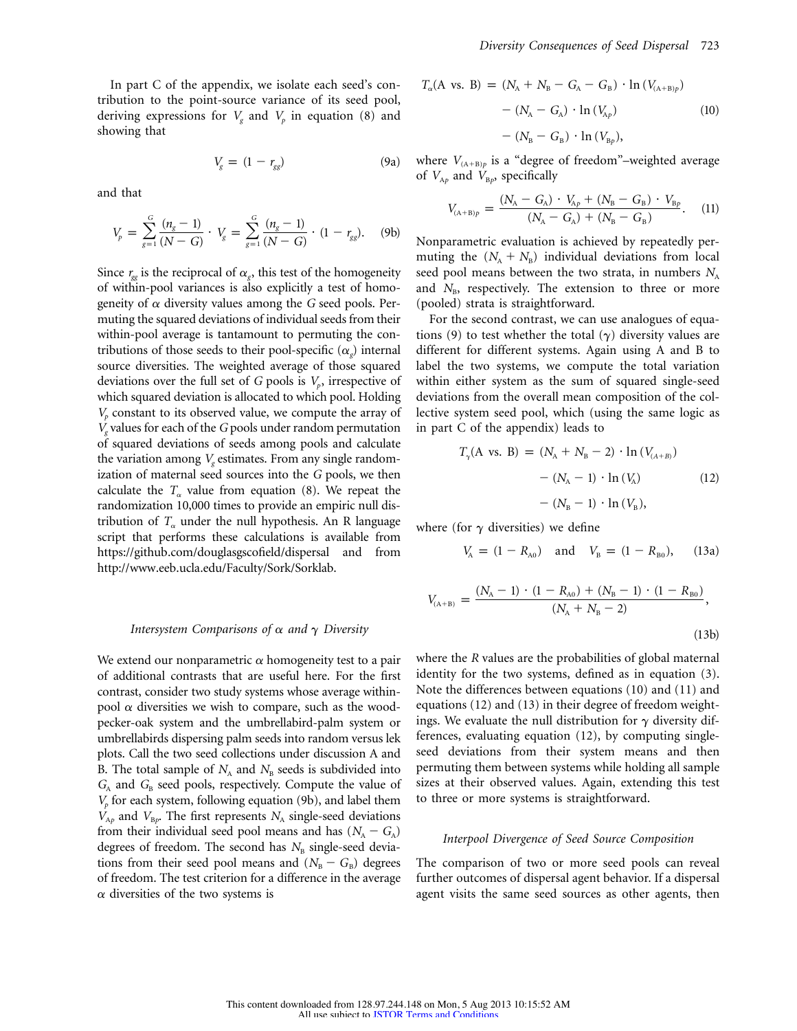In part C of the appendix, we isolate each seed's contribution to the point-source variance of its seed pool, deriving expressions for $V_g$ and $V_p$ in equation (8) and showing that

$$V_g = (1 - r_{gg}) \tag{9a}$$

and that

$$V_p = \sum_{g=1}^{G} \frac{(n_g - 1)}{(N - G)} \cdot V_g = \sum_{g=1}^{G} \frac{(n_g - 1)}{(N - G)} \cdot (1 - r_{gg}). \tag{9b}$$

Since $r_{gg}$ is the reciprocal of $\alpha_g$, this test of the homogeneity of within-pool variances is also explicitly a test of homogeneity of $\alpha$ diversity values among the $G$ seed pools. Permuting the squared deviations of individual seeds from their within-pool average is tantamount to permuting the contributions of those seeds to their pool-specific ($\alpha_g$) internal source diversities. The weighted average of those squared deviations over the full set of $G$ pools is $V_p$, irrespective of which squared deviation is allocated to which pool. Holding $V_p$ constant to its observed value, we compute the array of $V_g$ values for each of the $G$ pools under random permutation of squared deviations of seeds among pools and calculate the variation among $V_g$ estimates. From any single randomization of maternal seed sources into the $G$ pools, we then calculate the $T_\alpha$ value from equation (8). We repeat the randomization 10,000 times to provide an empiric null distribution of $T_\alpha$ under the null hypothesis. An R language script that performs these calculations is available from https://github.com/douglasgscofield/dispersal and from http://www.eeb.ucla.edu/Faculty/Sork/Sorklab.

### *Intersystem Comparisons of $\alpha$ and $\gamma$ Diversity*

We extend our nonparametric $\alpha$ homogeneity test to a pair of additional contrasts that are useful here. For the first contrast, consider two study systems whose average within-pool $\alpha$ diversities we wish to compare, such as the woodpecker-oak system and the umbrellabird-palm system or umbrellabirds dispersing palm seeds into random versus lek plots. Call the two seed collections under discussion A and B. The total sample of $N_A$ and $N_B$ seeds is subdivided into $G_A$ and $G_B$ seed pools, respectively. Compute the value of $V_p$ for each system, following equation (9b), and label them $V_{Ap}$ and $V_{Bp}$. The first represents $N_A$ single-seed deviations from their individual seed pool means and has $(N_A - G_A)$ degrees of freedom. The second has $N_B$ single-seed deviations from their seed pool means and $(N_B - G_B)$ degrees of freedom. The test criterion for a difference in the average $\alpha$ diversities of the two systems is

$$\begin{aligned} T_\alpha(\text{A vs. B}) = {} & (N_A + N_B - G_A - G_B) \cdot \ln(V_{(A+B)p}) \\ & - (N_A - G_A) \cdot \ln(V_{Ap}) \\ & - (N_B - G_B) \cdot \ln(V_{Bp}), \end{aligned} \tag{10}$$

where $V_{(A+B)p}$ is a "degree of freedom"–weighted average of $V_{Ap}$ and $V_{Bp}$, specifically

$$V_{(A+B)p} = \frac{(N_A - G_A) \cdot V_{Ap} + (N_B - G_B) \cdot V_{Bp}}{(N_A - G_A) + (N_B - G_B)}. \tag{11}$$

Nonparametric evaluation is achieved by repeatedly permuting the $(N_A + N_B)$ individual deviations from local seed pool means between the two strata, in numbers $N_A$ and $N_B$, respectively. The extension to three or more (pooled) strata is straightforward.

For the second contrast, we can use analogues of equations (9) to test whether the total ($\gamma$) diversity values are different for different systems. Again using A and B to label the two systems, we compute the total variation within either system as the sum of squared single-seed deviations from the overall mean composition of the collective system seed pool, which (using the same logic as in part C of the appendix) leads to

$$\begin{aligned} T_\gamma(\text{A vs. B}) = {} & (N_A + N_B - 2) \cdot \ln(V_{(A+B)}) \\ & - (N_A - 1) \cdot \ln(V_A) \\ & - (N_B - 1) \cdot \ln(V_B), \end{aligned} \tag{12}$$

where (for $\gamma$ diversities) we define

$$V_A = (1 - R_{A0}) \quad \text{and} \quad V_B = (1 - R_{B0}), \tag{13a}$$

$$V_{(A+B)} = \frac{(N_A - 1) \cdot (1 - R_{A0}) + (N_B - 1) \cdot (1 - R_{B0})}{(N_A + N_B - 2)}, \tag{13b}$$

where the $R$ values are the probabilities of global maternal identity for the two systems, defined as in equation (3). Note the differences between equations (10) and (11) and equations (12) and (13) in their degree of freedom weightings. We evaluate the null distribution for $\gamma$ diversity differences, evaluating equation (12), by computing single-seed deviations from their system means and then permuting them between systems while holding all sample sizes at their observed values. Again, extending this test to three or more systems is straightforward.

### *Interpool Divergence of Seed Source Composition*

The comparison of two or more seed pools can reveal further outcomes of dispersal agent behavior. If a dispersal agent visits the same seed sources as other agents, then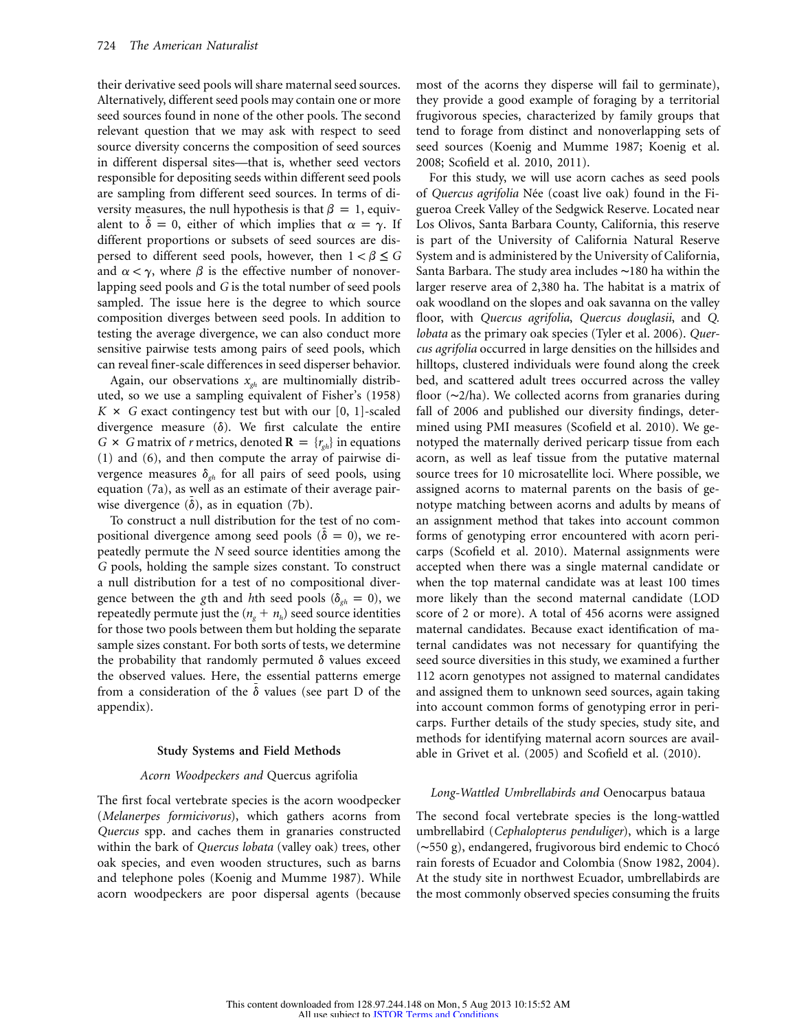their derivative seed pools will share maternal seed sources. Alternatively, different seed pools may contain one or more seed sources found in none of the other pools. The second relevant question that we may ask with respect to seed source diversity concerns the composition of seed sources in different dispersal sites—that is, whether seed vectors responsible for depositing seeds within different seed pools are sampling from different seed sources. In terms of diversity measures, the null hypothesis is that $\beta = 1$, equivalent to $\bar{\delta} = 0$, either of which implies that $\alpha = \gamma$. If different proportions or subsets of seed sources are dispersed to different seed pools, however, then $1 < \beta \leq G$ and $\alpha < \gamma$, where $\beta$ is the effective number of nonoverlapping seed pools and $G$ is the total number of seed pools sampled. The issue here is the degree to which source composition diverges between seed pools. In addition to testing the average divergence, we can also conduct more sensitive pairwise tests among pairs of seed pools, which can reveal finer-scale differences in seed disperser behavior.

Again, our observations $x_{gh}$ are multinomially distributed, so we use a sampling equivalent of Fisher's (1958) $K \times G$ exact contingency test but with our [0, 1]-scaled divergence measure ($\delta$). We first calculate the entire $G \times G$ matrix of $r$ metrics, denoted $\mathbf{R} = \{r_{gh}\}$ in equations (1) and (6), and then compute the array of pairwise divergence measures $\delta_{gh}$ for all pairs of seed pools, using equation (7a), as well as an estimate of their average pairwise divergence ($\bar{\delta}$), as in equation (7b).

To construct a null distribution for the test of no compositional divergence among seed pools ($\bar{\delta} = 0$), we repeatedly permute the $N$ seed source identities among the $G$ pools, holding the sample sizes constant. To construct a null distribution for a test of no compositional divergence between the $g$th and $h$th seed pools ($\delta_{gh} = 0$), we repeatedly permute just the ($n_g + n_h$) seed source identities for those two pools between them but holding the separate sample sizes constant. For both sorts of tests, we determine the probability that randomly permuted $\delta$ values exceed the observed values. Here, the essential patterns emerge from a consideration of the $\bar{\delta}$ values (see part D of the appendix).

## Study Systems and Field Methods

### *Acorn Woodpeckers and* Quercus agrifolia

The first focal vertebrate species is the acorn woodpecker (*Melanerpes formicivorus*), which gathers acorns from *Quercus* spp. and caches them in granaries constructed within the bark of *Quercus lobata* (valley oak) trees, other oak species, and even wooden structures, such as barns and telephone poles (Koenig and Mumme 1987). While acorn woodpeckers are poor dispersal agents (because most of the acorns they disperse will fail to germinate), they provide a good example of foraging by a territorial frugivorous species, characterized by family groups that tend to forage from distinct and nonoverlapping sets of seed sources (Koenig and Mumme 1987; Koenig et al. 2008; Scofield et al. 2010, 2011).

For this study, we will use acorn caches as seed pools of *Quercus agrifolia* Née (coast live oak) found in the Figueroa Creek Valley of the Sedgwick Reserve. Located near Los Olivos, Santa Barbara County, California, this reserve is part of the University of California Natural Reserve System and is administered by the University of California, Santa Barbara. The study area includes ~180 ha within the larger reserve area of 2,380 ha. The habitat is a matrix of oak woodland on the slopes and oak savanna on the valley floor, with *Quercus agrifolia*, *Quercus douglasii*, and *Q. lobata* as the primary oak species (Tyler et al. 2006). *Quercus agrifolia* occurred in large densities on the hillsides and hilltops, clustered individuals were found along the creek bed, and scattered adult trees occurred across the valley floor (~2/ha). We collected acorns from granaries during fall of 2006 and published our diversity findings, determined using PMI measures (Scofield et al. 2010). We genotyped the maternally derived pericarp tissue from each acorn, as well as leaf tissue from the putative maternal source trees for 10 microsatellite loci. Where possible, we assigned acorns to maternal parents on the basis of genotype matching between acorns and adults by means of an assignment method that takes into account common forms of genotyping error encountered with acorn pericarps (Scofield et al. 2010). Maternal assignments were accepted when there was a single maternal candidate or when the top maternal candidate was at least 100 times more likely than the second maternal candidate (LOD score of 2 or more). A total of 456 acorns were assigned maternal candidates. Because exact identification of maternal candidates was not necessary for quantifying the seed source diversities in this study, we examined a further 112 acorn genotypes not assigned to maternal candidates and assigned them to unknown seed sources, again taking into account common forms of genotyping error in pericarps. Further details of the study species, study site, and methods for identifying maternal acorn sources are available in Grivet et al. (2005) and Scofield et al. (2010).

### *Long-Wattled Umbrellabirds and* Oenocarpus bataua

The second focal vertebrate species is the long-wattled umbrellabird (*Cephalopterus penduliger*), which is a large (~550 g), endangered, frugivorous bird endemic to Chocó rain forests of Ecuador and Colombia (Snow 1982, 2004). At the study site in northwest Ecuador, umbrellabirds are the most commonly observed species consuming the fruits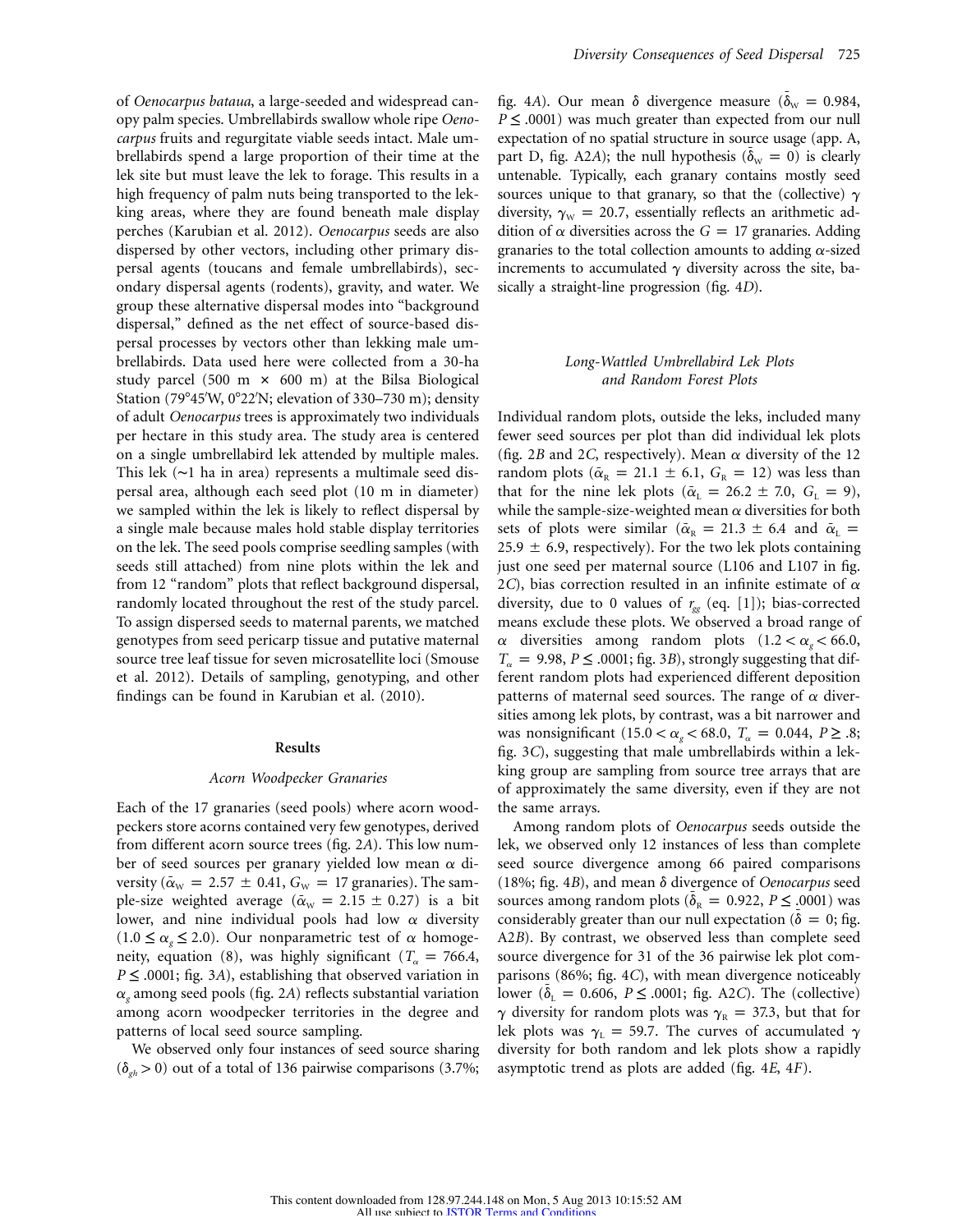of *Oenocarpus bataua*, a large-seeded and widespread canopy palm species. Umbrellabirds swallow whole ripe *Oenocarpus* fruits and regurgitate viable seeds intact. Male umbrellabirds spend a large proportion of their time at the lek site but must leave the lek to forage. This results in a high frequency of palm nuts being transported to the lekking areas, where they are found beneath male display perches (Karubian et al. 2012). *Oenocarpus* seeds are also dispersed by other vectors, including other primary dispersal agents (toucans and female umbrellabirds), secondary dispersal agents (rodents), gravity, and water. We group these alternative dispersal modes into "background dispersal," defined as the net effect of source-based dispersal processes by vectors other than lekking male umbrellabirds. Data used here were collected from a 30-ha study parcel (500 m × 600 m) at the Bilsa Biological Station (79°45′W, 0°22′N; elevation of 330–730 m); density of adult *Oenocarpus* trees is approximately two individuals per hectare in this study area. The study area is centered on a single umbrellabird lek attended by multiple males. This lek (∼1 ha in area) represents a multimale seed dispersal area, although each seed plot (10 m in diameter) we sampled within the lek is likely to reflect dispersal by a single male because males hold stable display territories on the lek. The seed pools comprise seedling samples (with seeds still attached) from nine plots within the lek and from 12 "random" plots that reflect background dispersal, randomly located throughout the rest of the study parcel. To assign dispersed seeds to maternal parents, we matched genotypes from seed pericarp tissue and putative maternal source tree leaf tissue for seven microsatellite loci (Smouse et al. 2012). Details of sampling, genotyping, and other findings can be found in Karubian et al. (2010).

## Results

### Acorn Woodpecker Granaries

Each of the 17 granaries (seed pools) where acorn woodpeckers store acorns contained very few genotypes, derived from different acorn source trees (fig. 2*A*). This low number of seed sources per granary yielded low mean $\alpha$ diversity ($\bar{\alpha}_W = 2.57 \pm 0.41$, $G_W = 17$ granaries). The sample-size weighted average ($\bar{\alpha}_W = 2.15 \pm 0.27$) is a bit lower, and nine individual pools had low $\alpha$ diversity ($1.0 \leq \alpha_g \leq 2.0$). Our nonparametric test of $\alpha$ homogeneity, equation (8), was highly significant ($T_\alpha = 766.4$, $P \leq .0001$; fig. 3*A*), establishing that observed variation in $\alpha_g$ among seed pools (fig. 2*A*) reflects substantial variation among acorn woodpecker territories in the degree and patterns of local seed source sampling.

We observed only four instances of seed source sharing ($\delta_{gh} > 0$) out of a total of 136 pairwise comparisons (3.7%; fig. 4*A*). Our mean $\delta$ divergence measure ($\bar{\delta}_W = 0.984$, $P \leq .0001$) was much greater than expected from our null expectation of no spatial structure in source usage (app. A, part D, fig. A2*A*); the null hypothesis ($\bar{\delta}_W = 0$) is clearly untenable. Typically, each granary contains mostly seed sources unique to that granary, so that the (collective) $\gamma$ diversity, $\gamma_W = 20.7$, essentially reflects an arithmetic addition of $\alpha$ diversities across the $G = 17$ granaries. Adding granaries to the total collection amounts to adding $\alpha$-sized increments to accumulated $\gamma$ diversity across the site, basically a straight-line progression (fig. 4*D*).

### Long-Wattled Umbrellabird Lek Plots and Random Forest Plots

Individual random plots, outside the leks, included many fewer seed sources per plot than did individual lek plots (fig. 2*B* and 2*C*, respectively). Mean $\alpha$ diversity of the 12 random plots ($\bar{\alpha}_R = 21.1 \pm 6.1$, $G_R = 12$) was less than that for the nine lek plots ($\bar{\alpha}_L = 26.2 \pm 7.0$, $G_L = 9$), while the sample-size-weighted mean $\alpha$ diversities for both sets of plots were similar ($\bar{\alpha}_R = 21.3 \pm 6.4$ and $\bar{\alpha}_L = 25.9 \pm 6.9$, respectively). For the two lek plots containing just one seed per maternal source (L106 and L107 in fig. 2*C*), bias correction resulted in an infinite estimate of $\alpha$ diversity, due to 0 values of $r_{gg}$ (eq. [1]); bias-corrected means exclude these plots. We observed a broad range of $\alpha$ diversities among random plots ($1.2 < \alpha_g < 66.0$, $T_\alpha = 9.98$, $P \leq .0001$; fig. 3*B*), strongly suggesting that different random plots had experienced different deposition patterns of maternal seed sources. The range of $\alpha$ diversities among lek plots, by contrast, was a bit narrower and was nonsignificant ($15.0 < \alpha_g < 68.0$, $T_\alpha = 0.044$, $P \geq .8$; fig. 3*C*), suggesting that male umbrellabirds within a lekking group are sampling from source tree arrays that are of approximately the same diversity, even if they are not the same arrays.

Among random plots of *Oenocarpus* seeds outside the lek, we observed only 12 instances of less than complete seed source divergence among 66 paired comparisons (18%; fig. 4*B*), and mean $\delta$ divergence of *Oenocarpus* seed sources among random plots ($\bar{\delta}_R = 0.922$, $P \leq .0001$) was considerably greater than our null expectation ($\bar{\delta} = 0$; fig. A2*B*). By contrast, we observed less than complete seed source divergence for 31 of the 36 pairwise lek plot comparisons (86%; fig. 4*C*), with mean divergence noticeably lower ($\bar{\delta}_L = 0.606$, $P \leq .0001$; fig. A2*C*). The (collective) $\gamma$ diversity for random plots was $\gamma_R = 37.3$, but that for lek plots was $\gamma_L = 59.7$. The curves of accumulated $\gamma$ diversity for both random and lek plots show a rapidly asymptotic trend as plots are added (fig. 4*E*, 4*F*).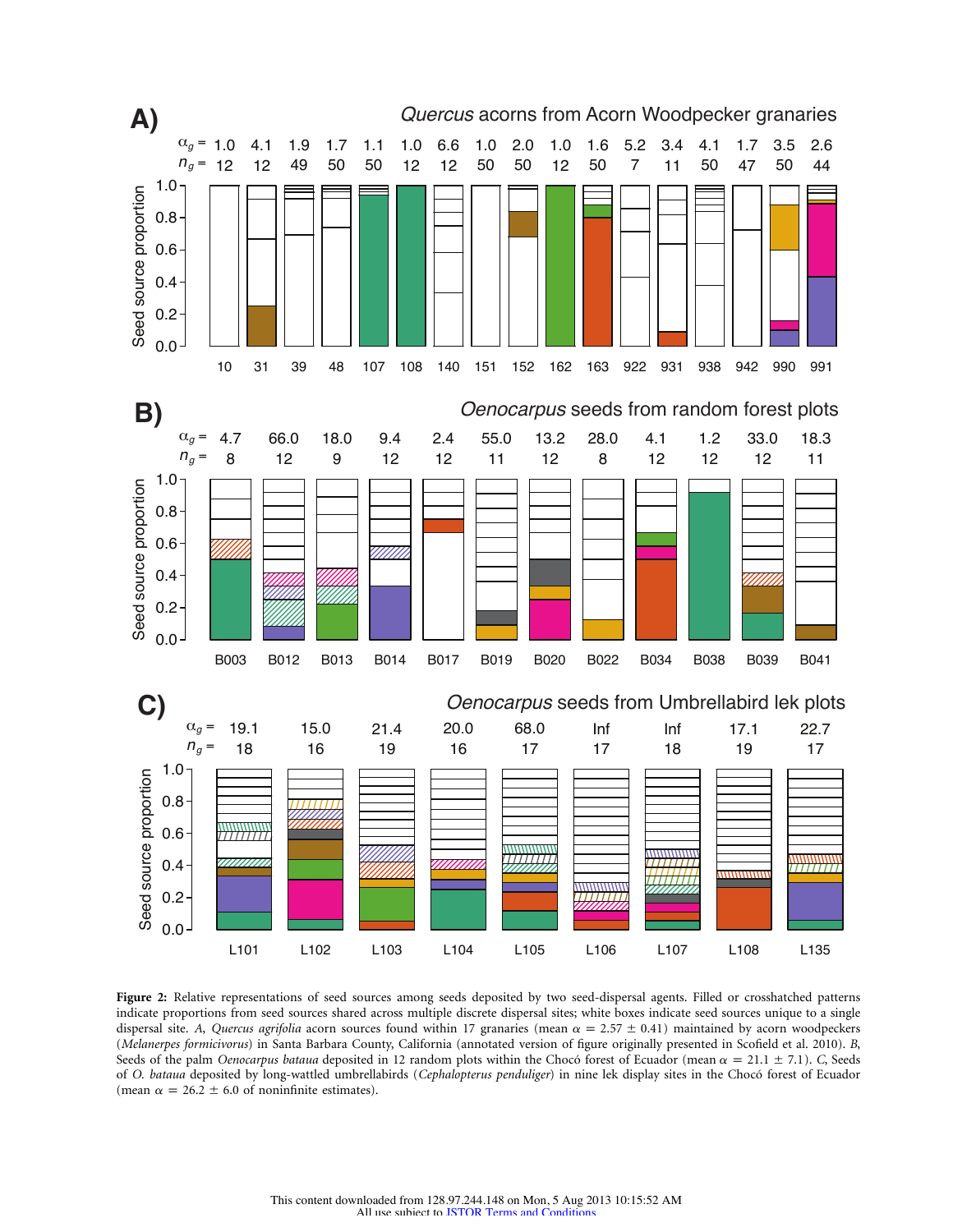A) *Quercus* acorns from Acorn Woodpecker granaries

$\alpha_g$ = 1.0 4.1 1.9 1.7 1.1 1.0 6.6 1.0 2.0 1.0 1.6 5.2 3.4 4.1 1.7 3.5 2.6

$n_g$ = 12 12 49 50 50 12 12 50 50 12 50 7 11 50 47 50 44

Seed source proportion

1.0
0.8
0.6
0.4
0.2
0.0

10 31 39 48 107 108 140 151 152 162 163 922 931 938 942 990 991

B) *Oenocarpus* seeds from random forest plots

$\alpha_g$ = 4.7 66.0 18.0 9.4 2.4 55.0 13.2 28.0 4.1 1.2 33.0 18.3

$n_g$ = 8 12 9 12 12 11 12 8 12 12 12 11

Seed source proportion

1.0
0.8
0.6
0.4
0.2
0.0

B003 B012 B013 B014 B017 B019 B020 B022 B034 B038 B039 B041

C) *Oenocarpus* seeds from Umbrellabird lek plots

$\alpha_g$ = 19.1 15.0 21.4 20.0 68.0 Inf Inf 17.1 22.7

$n_g$ = 18 16 19 16 17 17 18 19 17

Seed source proportion

1.0
0.8
0.6
0.4
0.2
0.0

L101 L102 L103 L104 L105 L106 L107 L108 L135

**Figure 2:** Relative representations of seed sources among seeds deposited by two seed-dispersal agents. Filled or crosshatched patterns indicate proportions from seed sources shared across multiple discrete dispersal sites; white boxes indicate seed sources unique to a single dispersal site. *A*, *Quercus agrifolia* acorn sources found within 17 granaries (mean $\alpha = 2.57 \pm 0.41$) maintained by acorn woodpeckers (*Melanerpes formicivorus*) in Santa Barbara County, California (annotated version of figure originally presented in Scofield et al. 2010). *B*, Seeds of the palm *Oenocarpus bataua* deposited in 12 random plots within the Chocó forest of Ecuador (mean $\alpha = 21.1 \pm 7.1$). *C*, Seeds of *O. bataua* deposited by long-wattled umbrellabirds (*Cephalopterus penduliger*) in nine lek display sites in the Chocó forest of Ecuador (mean $\alpha = 26.2 \pm 6.0$ of noninfinite estimates).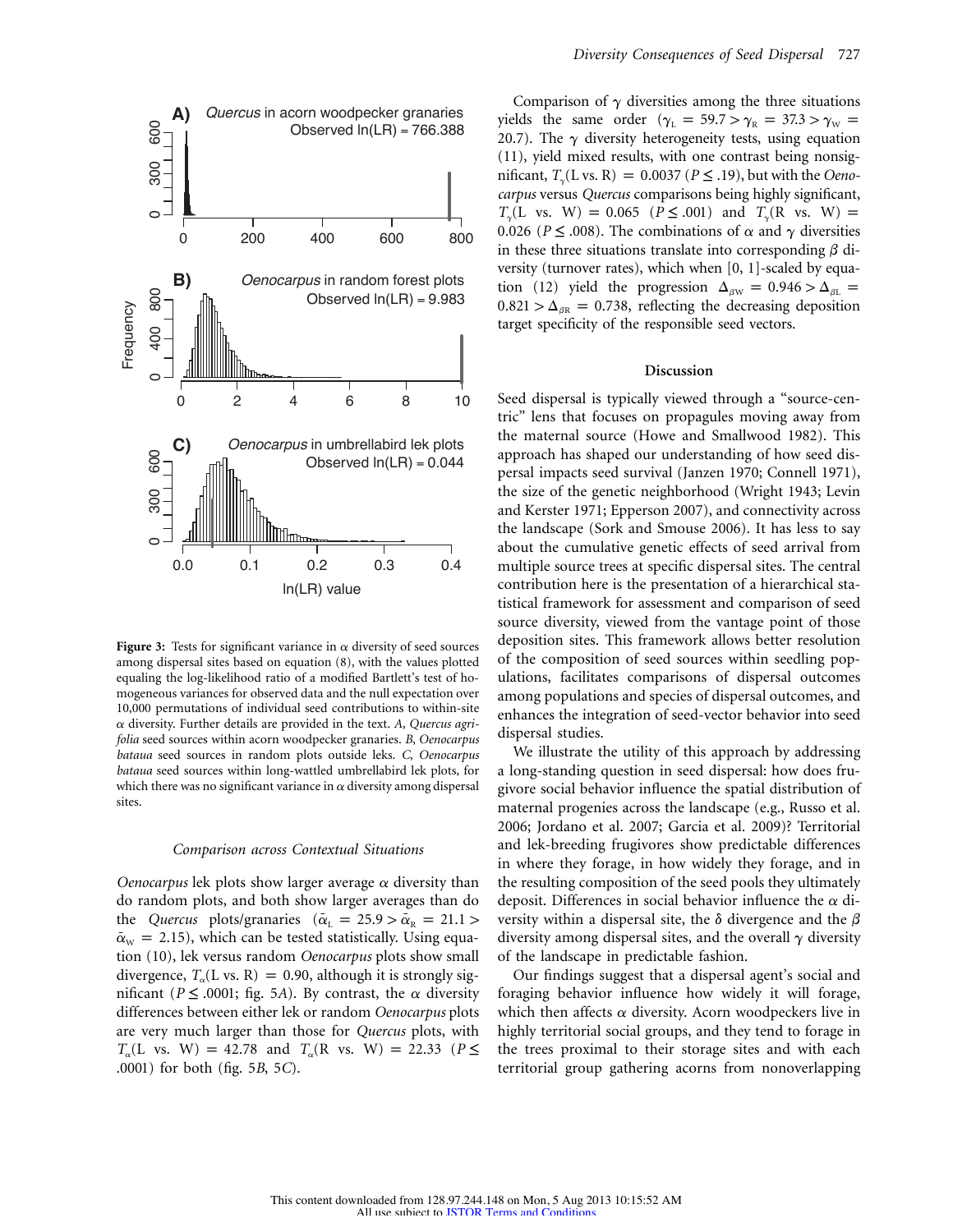A) *Quercus* in acorn woodpecker granaries
Observed ln(LR) = 766.388

B) *Oenocarpus* in random forest plots
Observed ln(LR) = 9.983

C) *Oenocarpus* in umbrellabird lek plots
Observed ln(LR) = 0.044

Frequency

ln(LR) value

**Figure 3:** Tests for significant variance in $\alpha$ diversity of seed sources among dispersal sites based on equation (8), with the values plotted equaling the log-likelihood ratio of a modified Bartlett's test of homogeneous variances for observed data and the null expectation over 10,000 permutations of individual seed contributions to within-site $\alpha$ diversity. Further details are provided in the text. *A*, *Quercus agrifolia* seed sources within acorn woodpecker granaries. *B*, *Oenocarpus bataua* seed sources in random plots outside leks. *C*, *Oenocarpus bataua* seed sources within long-wattled umbrellabird lek plots, for which there was no significant variance in $\alpha$ diversity among dispersal sites.

### *Comparison across Contextual Situations*

*Oenocarpus* lek plots show larger average $\alpha$ diversity than do random plots, and both show larger averages than do the *Quercus* plots/granaries ($\bar{\alpha}_L = 25.9 > \bar{\alpha}_R = 21.1 > \bar{\alpha}_W = 2.15$), which can be tested statistically. Using equation (10), lek versus random *Oenocarpus* plots show small divergence, $T_\alpha(\text{L vs. R}) = 0.90$, although it is strongly significant ($P \leq .0001$; fig. 5*A*). By contrast, the $\alpha$ diversity differences between either lek or random *Oenocarpus* plots are very much larger than those for *Quercus* plots, with $T_\alpha(\text{L vs. W}) = 42.78$ and $T_\alpha(\text{R vs. W}) = 22.33$ ($P \leq .0001$) for both (fig. 5*B*, 5*C*).

Comparison of $\gamma$ diversities among the three situations yields the same order ($\gamma_L = 59.7 > \gamma_R = 37.3 > \gamma_W = 20.7$). The $\gamma$ diversity heterogeneity tests, using equation (11), yield mixed results, with one contrast being nonsignificant, $T_\gamma(\text{L vs. R}) = 0.0037$ ($P \leq .19$), but with the *Oenocarpus* versus *Quercus* comparisons being highly significant, $T_\gamma(\text{L vs. W}) = 0.065$ ($P \leq .001$) and $T_\gamma(\text{R vs. W}) = 0.026$ ($P \leq .008$). The combinations of $\alpha$ and $\gamma$ diversities in these three situations translate into corresponding $\beta$ diversity (turnover rates), which when [0, 1]-scaled by equation (12) yield the progression $\Delta_{\beta W} = 0.946 > \Delta_{\beta L} = 0.821 > \Delta_{\beta R} = 0.738$, reflecting the decreasing deposition target specificity of the responsible seed vectors.

## Discussion

Seed dispersal is typically viewed through a "source-centric" lens that focuses on propagules moving away from the maternal source (Howe and Smallwood 1982). This approach has shaped our understanding of how seed dispersal impacts seed survival (Janzen 1970; Connell 1971), the size of the genetic neighborhood (Wright 1943; Levin and Kerster 1971; Epperson 2007), and connectivity across the landscape (Sork and Smouse 2006). It has less to say about the cumulative genetic effects of seed arrival from multiple source trees at specific dispersal sites. The central contribution here is the presentation of a hierarchical statistical framework for assessment and comparison of seed source diversity, viewed from the vantage point of those deposition sites. This framework allows better resolution of the composition of seed sources within seedling populations, facilitates comparisons of dispersal outcomes among populations and species of dispersal outcomes, and enhances the integration of seed-vector behavior into seed dispersal studies.

We illustrate the utility of this approach by addressing a long-standing question in seed dispersal: how does frugivore social behavior influence the spatial distribution of maternal progenies across the landscape (e.g., Russo et al. 2006; Jordano et al. 2007; Garcia et al. 2009)? Territorial and lek-breeding frugivores show predictable differences in where they forage, in how widely they forage, and in the resulting composition of the seed pools they ultimately deposit. Differences in social behavior influence the $\alpha$ diversity within a dispersal site, the $\delta$ divergence and the $\beta$ diversity among dispersal sites, and the overall $\gamma$ diversity of the landscape in predictable fashion.

Our findings suggest that a dispersal agent's social and foraging behavior influence how widely it will forage, which then affects $\alpha$ diversity. Acorn woodpeckers live in highly territorial social groups, and they tend to forage in the trees proximal to their storage sites and with each territorial group gathering acorns from nonoverlapping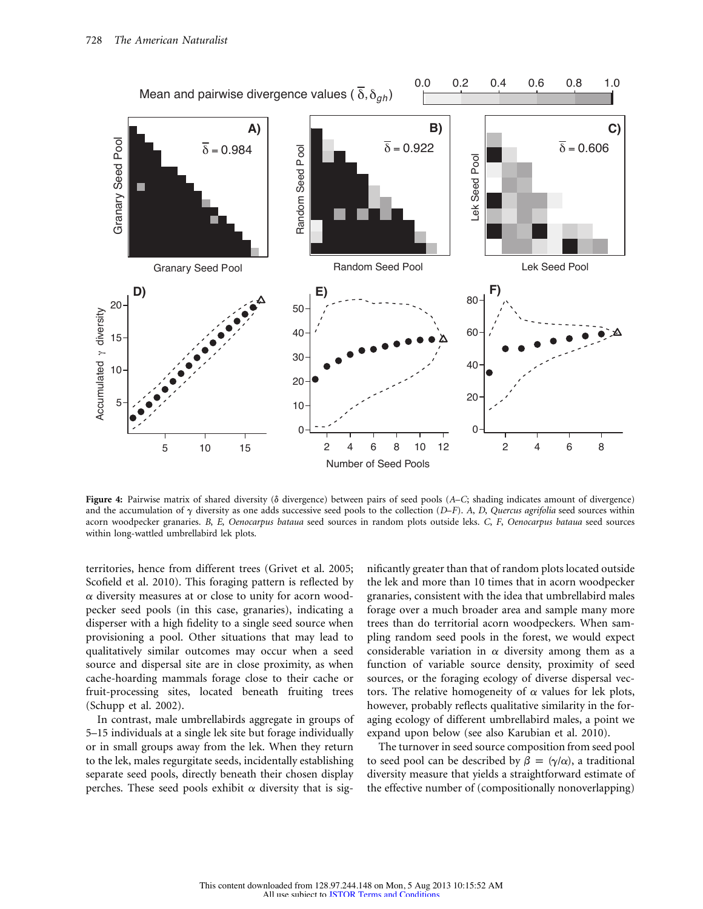Mean and pairwise divergence values ( $\bar{\delta}, \delta_{gh}$ )

0.0 0.2 0.4 0.6 0.8 1.0

A) $\bar{\delta} = 0.984$

Granary Seed Pool

Granary Seed Pool

B) $\bar{\delta} = 0.922$

Random Seed Pool

Random Seed Pool

C) $\bar{\delta} = 0.606$

Lek Seed Pool

Lek Seed Pool

D)

Accumulated $\gamma$ diversity

20 15 10 5

5 10 15

E)

50 40 30 20 10 0

2 4 6 8 10 12

F)

80 60 40 20 0

2 4 6 8

Number of Seed Pools

**Figure 4:** Pairwise matrix of shared diversity (δ divergence) between pairs of seed pools (*A–C*; shading indicates amount of divergence) and the accumulation of γ diversity as one adds successive seed pools to the collection (*D–F*). *A*, *D*, *Quercus agrifolia* seed sources within acorn woodpecker granaries. *B*, *E*, *Oenocarpus bataua* seed sources in random plots outside leks. *C*, *F*, *Oenocarpus bataua* seed sources within long-wattled umbrellabird lek plots.

territories, hence from different trees (Grivet et al. 2005; Scofield et al. 2010). This foraging pattern is reflected by α diversity measures at or close to unity for acorn woodpecker seed pools (in this case, granaries), indicating a disperser with a high fidelity to a single seed source when provisioning a pool. Other situations that may lead to qualitatively similar outcomes may occur when a seed source and dispersal site are in close proximity, as when cache-hoarding mammals forage close to their cache or fruit-processing sites, located beneath fruiting trees (Schupp et al. 2002).

In contrast, male umbrellabirds aggregate in groups of 5–15 individuals at a single lek site but forage individually or in small groups away from the lek. When they return to the lek, males regurgitate seeds, incidentally establishing separate seed pools, directly beneath their chosen display perches. These seed pools exhibit α diversity that is significantly greater than that of random plots located outside the lek and more than 10 times that in acorn woodpecker granaries, consistent with the idea that umbrellabird males forage over a much broader area and sample many more trees than do territorial acorn woodpeckers. When sampling random seed pools in the forest, we would expect considerable variation in α diversity among them as a function of variable source density, proximity of seed sources, or the foraging ecology of diverse dispersal vectors. The relative homogeneity of α values for lek plots, however, probably reflects qualitative similarity in the foraging ecology of different umbrellabird males, a point we expand upon below (see also Karubian et al. 2010).

The turnover in seed source composition from seed pool to seed pool can be described by $\beta = (\gamma/\alpha)$, a traditional diversity measure that yields a straightforward estimate of the effective number of (compositionally nonoverlapping)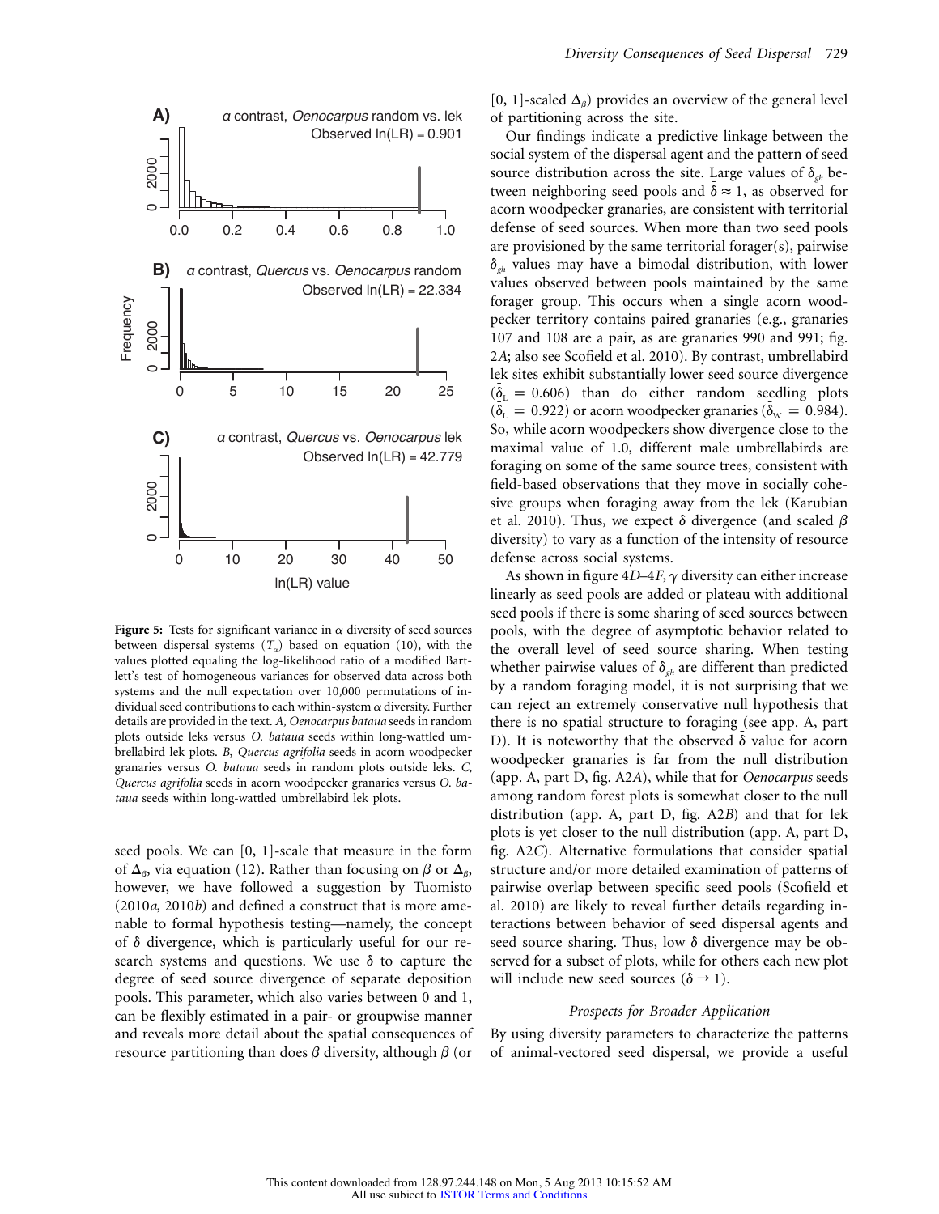A) α contrast, *Oenocarpus* random vs. lek
Observed ln(LR) = 0.901

B) α contrast, *Quercus* vs. *Oenocarpus* random
Observed ln(LR) = 22.334

C) α contrast, *Quercus* vs. *Oenocarpus* lek
Observed ln(LR) = 42.779

Frequency

ln(LR) value

**Figure 5:** Tests for significant variance in α diversity of seed sources between dispersal systems ($T_\alpha$) based on equation (10), with the values plotted equaling the log-likelihood ratio of a modified Bartlett's test of homogeneous variances for observed data across both systems and the null expectation over 10,000 permutations of individual seed contributions to each within-system α diversity. Further details are provided in the text. *A*, *Oenocarpus bataua* seeds in random plots outside leks versus *O. bataua* seeds within long-wattled umbrellabird lek plots. *B*, *Quercus agrifolia* seeds in acorn woodpecker granaries versus *O. bataua* seeds in random plots outside leks. *C*, *Quercus agrifolia* seeds in acorn woodpecker granaries versus *O. bataua* seeds within long-wattled umbrellabird lek plots.

seed pools. We can [0, 1]-scale that measure in the form of $\Delta_\beta$, via equation (12). Rather than focusing on β or $\Delta_\beta$, however, we have followed a suggestion by Tuomisto (2010*a*, 2010*b*) and defined a construct that is more amenable to formal hypothesis testing—namely, the concept of δ divergence, which is particularly useful for our research systems and questions. We use δ to capture the degree of seed source divergence of separate deposition pools. This parameter, which also varies between 0 and 1, can be flexibly estimated in a pair- or groupwise manner and reveals more detail about the spatial consequences of resource partitioning than does β diversity, although β (or [0, 1]-scaled $\Delta_\beta$) provides an overview of the general level of partitioning across the site.

Our findings indicate a predictive linkage between the social system of the dispersal agent and the pattern of seed source distribution across the site. Large values of $\delta_{gh}$ between neighboring seed pools and $\bar{\delta} \approx 1$, as observed for acorn woodpecker granaries, are consistent with territorial defense of seed sources. When more than two seed pools are provisioned by the same territorial forager(s), pairwise $\delta_{gh}$ values may have a bimodal distribution, with lower values observed between pools maintained by the same forager group. This occurs when a single acorn woodpecker territory contains paired granaries (e.g., granaries 107 and 108 are a pair, as are granaries 990 and 991; fig. 2*A*; also see Scofield et al. 2010). By contrast, umbrellabird lek sites exhibit substantially lower seed source divergence ($\bar{\delta}_L = 0.606$) than do either random seedling plots ($\bar{\delta}_L = 0.922$) or acorn woodpecker granaries ($\bar{\delta}_W = 0.984$). So, while acorn woodpeckers show divergence close to the maximal value of 1.0, different male umbrellabirds are foraging on some of the same source trees, consistent with field-based observations that they move in socially cohesive groups when foraging away from the lek (Karubian et al. 2010). Thus, we expect δ divergence (and scaled β diversity) to vary as a function of the intensity of resource defense across social systems.

As shown in figure 4*D*–4*F*, γ diversity can either increase linearly as seed pools are added or plateau with additional seed pools if there is some sharing of seed sources between pools, with the degree of asymptotic behavior related to the overall level of seed source sharing. When testing whether pairwise values of $\delta_{gh}$ are different than predicted by a random foraging model, it is not surprising that we can reject an extremely conservative null hypothesis that there is no spatial structure to foraging (see app. A, part D). It is noteworthy that the observed $\bar{\delta}$ value for acorn woodpecker granaries is far from the null distribution (app. A, part D, fig. A2*A*), while that for *Oenocarpus* seeds among random forest plots is somewhat closer to the null distribution (app. A, part D, fig. A2*B*) and that for lek plots is yet closer to the null distribution (app. A, part D, fig. A2*C*). Alternative formulations that consider spatial structure and/or more detailed examination of patterns of pairwise overlap between specific seed pools (Scofield et al. 2010) are likely to reveal further details regarding interactions between behavior of seed dispersal agents and seed source sharing. Thus, low δ divergence may be observed for a subset of plots, while for others each new plot will include new seed sources ($\delta \to 1$).

### Prospects for Broader Application

By using diversity parameters to characterize the patterns of animal-vectored seed dispersal, we provide a useful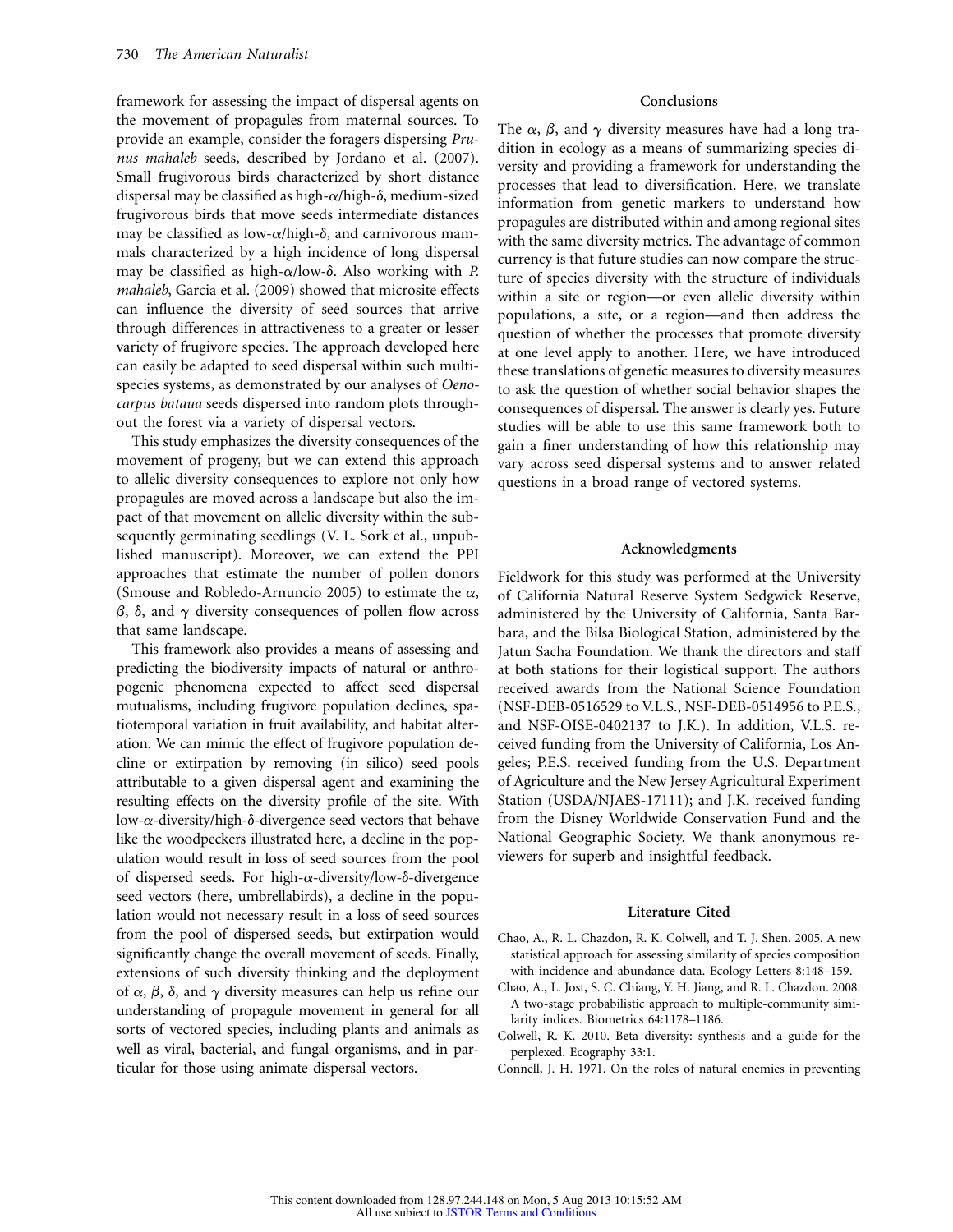framework for assessing the impact of dispersal agents on the movement of propagules from maternal sources. To provide an example, consider the foragers dispersing *Prunus mahaleb* seeds, described by Jordano et al. (2007). Small frugivorous birds characterized by short distance dispersal may be classified as high-$\alpha$/high-$\delta$, medium-sized frugivorous birds that move seeds intermediate distances may be classified as low-$\alpha$/high-$\delta$, and carnivorous mammals characterized by a high incidence of long dispersal may be classified as high-$\alpha$/low-$\delta$. Also working with *P. mahaleb*, Garcia et al. (2009) showed that microsite effects can influence the diversity of seed sources that arrive through differences in attractiveness to a greater or lesser variety of frugivore species. The approach developed here can easily be adapted to seed dispersal within such multispecies systems, as demonstrated by our analyses of *Oenocarpus bataua* seeds dispersed into random plots throughout the forest via a variety of dispersal vectors.

This study emphasizes the diversity consequences of the movement of progeny, but we can extend this approach to allelic diversity consequences to explore not only how propagules are moved across a landscape but also the impact of that movement on allelic diversity within the subsequently germinating seedlings (V. L. Sork et al., unpublished manuscript). Moreover, we can extend the PPI approaches that estimate the number of pollen donors (Smouse and Robledo-Arnuncio 2005) to estimate the $\alpha$, $\beta$, $\delta$, and $\gamma$ diversity consequences of pollen flow across that same landscape.

This framework also provides a means of assessing and predicting the biodiversity impacts of natural or anthropogenic phenomena expected to affect seed dispersal mutualisms, including frugivore population declines, spatiotemporal variation in fruit availability, and habitat alteration. We can mimic the effect of frugivore population decline or extirpation by removing (in silico) seed pools attributable to a given dispersal agent and examining the resulting effects on the diversity profile of the site. With low-$\alpha$-diversity/high-$\delta$-divergence seed vectors that behave like the woodpeckers illustrated here, a decline in the population would result in loss of seed sources from the pool of dispersed seeds. For high-$\alpha$-diversity/low-$\delta$-divergence seed vectors (here, umbrellabirds), a decline in the population would not necessary result in a loss of seed sources from the pool of dispersed seeds, but extirpation would significantly change the overall movement of seeds. Finally, extensions of such diversity thinking and the deployment of $\alpha$, $\beta$, $\delta$, and $\gamma$ diversity measures can help us refine our understanding of propagule movement in general for all sorts of vectored species, including plants and animals as well as viral, bacterial, and fungal organisms, and in particular for those using animate dispersal vectors.

## Conclusions

The $\alpha$, $\beta$, and $\gamma$ diversity measures have had a long tradition in ecology as a means of summarizing species diversity and providing a framework for understanding the processes that lead to diversification. Here, we translate information from genetic markers to understand how propagules are distributed within and among regional sites with the same diversity metrics. The advantage of common currency is that future studies can now compare the structure of species diversity with the structure of individuals within a site or region—or even allelic diversity within populations, a site, or a region—and then address the question of whether the processes that promote diversity at one level apply to another. Here, we have introduced these translations of genetic measures to diversity measures to ask the question of whether social behavior shapes the consequences of dispersal. The answer is clearly yes. Future studies will be able to use this same framework both to gain a finer understanding of how this relationship may vary across seed dispersal systems and to answer related questions in a broad range of vectored systems.

## Acknowledgments

Fieldwork for this study was performed at the University of California Natural Reserve System Sedgwick Reserve, administered by the University of California, Santa Barbara, and the Bilsa Biological Station, administered by the Jatun Sacha Foundation. We thank the directors and staff at both stations for their logistical support. The authors received awards from the National Science Foundation (NSF-DEB-0516529 to V.L.S., NSF-DEB-0514956 to P.E.S., and NSF-OISE-0402137 to J.K.). In addition, V.L.S. received funding from the University of California, Los Angeles; P.E.S. received funding from the U.S. Department of Agriculture and the New Jersey Agricultural Experiment Station (USDA/NJAES-17111); and J.K. received funding from the Disney Worldwide Conservation Fund and the National Geographic Society. We thank anonymous reviewers for superb and insightful feedback.

## Literature Cited

Chao, A., R. L. Chazdon, R. K. Colwell, and T. J. Shen. 2005. A new statistical approach for assessing similarity of species composition with incidence and abundance data. Ecology Letters 8:148–159.

Chao, A., L. Jost, S. C. Chiang, Y. H. Jiang, and R. L. Chazdon. 2008. A two-stage probabilistic approach to multiple-community similarity indices. Biometrics 64:1178–1186.

Colwell, R. K. 2010. Beta diversity: synthesis and a guide for the perplexed. Ecography 33:1.

Connell, J. H. 1971. On the roles of natural enemies in preventing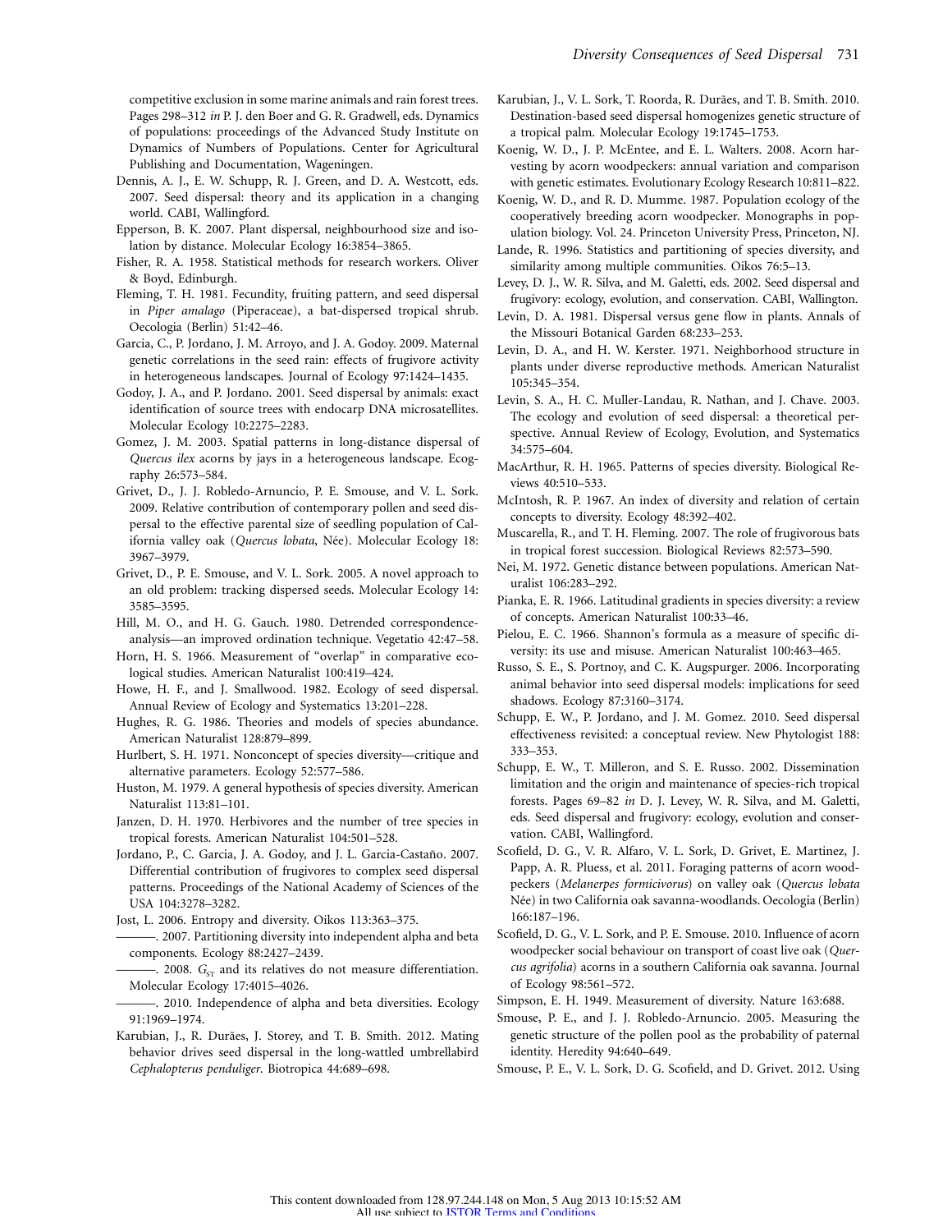competitive exclusion in some marine animals and rain forest trees. Pages 298–312 *in* P. J. den Boer and G. R. Gradwell, eds. Dynamics of populations: proceedings of the Advanced Study Institute on Dynamics of Numbers of Populations. Center for Agricultural Publishing and Documentation, Wageningen.

Dennis, A. J., E. W. Schupp, R. J. Green, and D. A. Westcott, eds. 2007. Seed dispersal: theory and its application in a changing world. CABI, Wallingford.

Epperson, B. K. 2007. Plant dispersal, neighbourhood size and isolation by distance. Molecular Ecology 16:3854–3865.

Fisher, R. A. 1958. Statistical methods for research workers. Oliver & Boyd, Edinburgh.

Fleming, T. H. 1981. Fecundity, fruiting pattern, and seed dispersal in *Piper amalago* (Piperaceae), a bat-dispersed tropical shrub. Oecologia (Berlin) 51:42–46.

Garcia, C., P. Jordano, J. M. Arroyo, and J. A. Godoy. 2009. Maternal genetic correlations in the seed rain: effects of frugivore activity in heterogeneous landscapes. Journal of Ecology 97:1424–1435.

Godoy, J. A., and P. Jordano. 2001. Seed dispersal by animals: exact identification of source trees with endocarp DNA microsatellites. Molecular Ecology 10:2275–2283.

Gomez, J. M. 2003. Spatial patterns in long-distance dispersal of *Quercus ilex* acorns by jays in a heterogeneous landscape. Ecography 26:573–584.

Grivet, D., J. J. Robledo-Arnuncio, P. E. Smouse, and V. L. Sork. 2009. Relative contribution of contemporary pollen and seed dispersal to the effective parental size of seedling population of California valley oak (*Quercus lobata*, Née). Molecular Ecology 18: 3967–3979.

Grivet, D., P. E. Smouse, and V. L. Sork. 2005. A novel approach to an old problem: tracking dispersed seeds. Molecular Ecology 14: 3585–3595.

Hill, M. O., and H. G. Gauch. 1980. Detrended correspondence-analysis—an improved ordination technique. Vegetatio 42:47–58.

Horn, H. S. 1966. Measurement of "overlap" in comparative ecological studies. American Naturalist 100:419–424.

Howe, H. F., and J. Smallwood. 1982. Ecology of seed dispersal. Annual Review of Ecology and Systematics 13:201–228.

Hughes, R. G. 1986. Theories and models of species abundance. American Naturalist 128:879–899.

Hurlbert, S. H. 1971. Nonconcept of species diversity—critique and alternative parameters. Ecology 52:577–586.

Huston, M. 1979. A general hypothesis of species diversity. American Naturalist 113:81–101.

Janzen, D. H. 1970. Herbivores and the number of tree species in tropical forests. American Naturalist 104:501–528.

Jordano, P., C. Garcia, J. A. Godoy, and J. L. Garcia-Castaño. 2007. Differential contribution of frugivores to complex seed dispersal patterns. Proceedings of the National Academy of Sciences of the USA 104:3278–3282.

Jost, L. 2006. Entropy and diversity. Oikos 113:363–375.

———. 2007. Partitioning diversity into independent alpha and beta components. Ecology 88:2427–2439.

———. 2008. $G_{ST}$ and its relatives do not measure differentiation. Molecular Ecology 17:4015–4026.

———. 2010. Independence of alpha and beta diversities. Ecology 91:1969–1974.

Karubian, J., R. Durães, J. Storey, and T. B. Smith. 2012. Mating behavior drives seed dispersal in the long-wattled umbrellabird *Cephalopterus penduliger*. Biotropica 44:689–698.

Karubian, J., V. L. Sork, T. Roorda, R. Durães, and T. B. Smith. 2010. Destination-based seed dispersal homogenizes genetic structure of a tropical palm. Molecular Ecology 19:1745–1753.

Koenig, W. D., J. P. McEntee, and E. L. Walters. 2008. Acorn harvesting by acorn woodpeckers: annual variation and comparison with genetic estimates. Evolutionary Ecology Research 10:811–822.

Koenig, W. D., and R. D. Mumme. 1987. Population ecology of the cooperatively breeding acorn woodpecker. Monographs in population biology. Vol. 24. Princeton University Press, Princeton, NJ.

Lande, R. 1996. Statistics and partitioning of species diversity, and similarity among multiple communities. Oikos 76:5–13.

Levey, D. J., W. R. Silva, and M. Galetti, eds. 2002. Seed dispersal and frugivory: ecology, evolution, and conservation. CABI, Wallington.

Levin, D. A. 1981. Dispersal versus gene flow in plants. Annals of the Missouri Botanical Garden 68:233–253.

Levin, D. A., and H. W. Kerster. 1971. Neighborhood structure in plants under diverse reproductive methods. American Naturalist 105:345–354.

Levin, S. A., H. C. Muller-Landau, R. Nathan, and J. Chave. 2003. The ecology and evolution of seed dispersal: a theoretical perspective. Annual Review of Ecology, Evolution, and Systematics 34:575–604.

MacArthur, R. H. 1965. Patterns of species diversity. Biological Reviews 40:510–533.

McIntosh, R. P. 1967. An index of diversity and relation of certain concepts to diversity. Ecology 48:392–402.

Muscarella, R., and T. H. Fleming. 2007. The role of frugivorous bats in tropical forest succession. Biological Reviews 82:573–590.

Nei, M. 1972. Genetic distance between populations. American Naturalist 106:283–292.

Pianka, E. R. 1966. Latitudinal gradients in species diversity: a review of concepts. American Naturalist 100:33–46.

Pielou, E. C. 1966. Shannon's formula as a measure of specific diversity: its use and misuse. American Naturalist 100:463–465.

Russo, S. E., S. Portnoy, and C. K. Augspurger. 2006. Incorporating animal behavior into seed dispersal models: implications for seed shadows. Ecology 87:3160–3174.

Schupp, E. W., P. Jordano, and J. M. Gomez. 2010. Seed dispersal effectiveness revisited: a conceptual review. New Phytologist 188: 333–353.

Schupp, E. W., T. Milleron, and S. E. Russo. 2002. Dissemination limitation and the origin and maintenance of species-rich tropical forests. Pages 69–82 *in* D. J. Levey, W. R. Silva, and M. Galetti, eds. Seed dispersal and frugivory: ecology, evolution and conservation. CABI, Wallingford.

Scofield, D. G., V. R. Alfaro, V. L. Sork, D. Grivet, E. Martinez, J. Papp, A. R. Pluess, et al. 2011. Foraging patterns of acorn woodpeckers (*Melanerpes formicivorus*) on valley oak (*Quercus lobata* Née) in two California oak savanna-woodlands. Oecologia (Berlin) 166:187–196.

Scofield, D. G., V. L. Sork, and P. E. Smouse. 2010. Influence of acorn woodpecker social behaviour on transport of coast live oak (*Quercus agrifolia*) acorns in a southern California oak savanna. Journal of Ecology 98:561–572.

Simpson, E. H. 1949. Measurement of diversity. Nature 163:688.

Smouse, P. E., and J. J. Robledo-Arnuncio. 2005. Measuring the genetic structure of the pollen pool as the probability of paternal identity. Heredity 94:640–649.

Smouse, P. E., V. L. Sork, D. G. Scofield, and D. Grivet. 2012. Using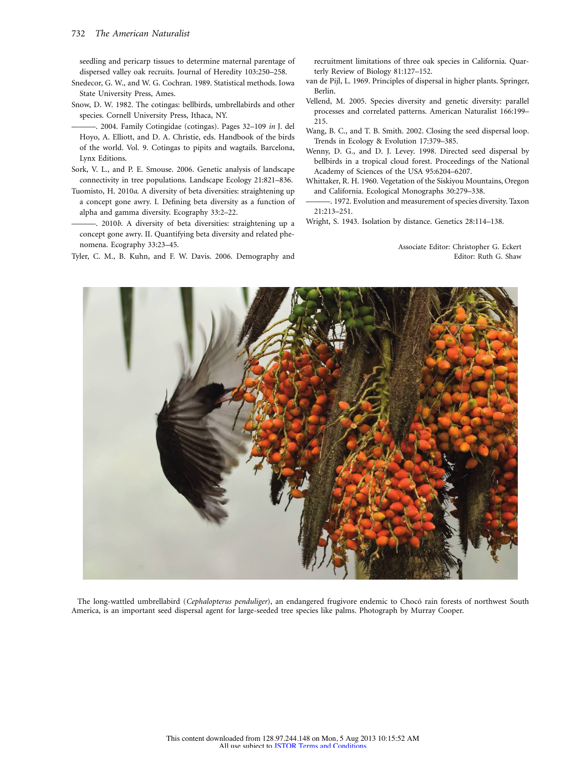seedling and pericarp tissues to determine maternal parentage of dispersed valley oak recruits. Journal of Heredity 103:250–258.

Snedecor, G. W., and W. G. Cochran. 1989. Statistical methods. Iowa State University Press, Ames.

Snow, D. W. 1982. The cotingas: bellbirds, umbrellabirds and other species. Cornell University Press, Ithaca, NY.

———. 2004. Family Cotingidae (cotingas). Pages 32–109 *in* J. del Hoyo, A. Elliott, and D. A. Christie, eds. Handbook of the birds of the world. Vol. 9. Cotingas to pipits and wagtails. Barcelona, Lynx Editions.

Sork, V. L., and P. E. Smouse. 2006. Genetic analysis of landscape connectivity in tree populations. Landscape Ecology 21:821–836.

Tuomisto, H. 2010*a*. A diversity of beta diversities: straightening up a concept gone awry. I. Defining beta diversity as a function of alpha and gamma diversity. Ecography 33:2–22.

———. 2010*b*. A diversity of beta diversities: straightening up a concept gone awry. II. Quantifying beta diversity and related phenomena. Ecography 33:23–45.

Tyler, C. M., B. Kuhn, and F. W. Davis. 2006. Demography and recruitment limitations of three oak species in California. Quarterly Review of Biology 81:127–152.

van de Pijl, L. 1969. Principles of dispersal in higher plants. Springer, Berlin.

Vellend, M. 2005. Species diversity and genetic diversity: parallel processes and correlated patterns. American Naturalist 166:199–215.

Wang, B. C., and T. B. Smith. 2002. Closing the seed dispersal loop. Trends in Ecology & Evolution 17:379–385.

Wenny, D. G., and D. J. Levey. 1998. Directed seed dispersal by bellbirds in a tropical cloud forest. Proceedings of the National Academy of Sciences of the USA 95:6204–6207.

Whittaker, R. H. 1960. Vegetation of the Siskiyou Mountains, Oregon and California. Ecological Monographs 30:279–338.

———. 1972. Evolution and measurement of species diversity. Taxon 21:213–251.

Wright, S. 1943. Isolation by distance. Genetics 28:114–138.

Associate Editor: Christopher G. Eckert
Editor: Ruth G. Shaw

The long-wattled umbrellabird (*Cephalopterus penduliger*), an endangered frugivore endemic to Chocó rain forests of northwest South America, is an important seed dispersal agent for large-seeded tree species like palms. Photograph by Murray Cooper.